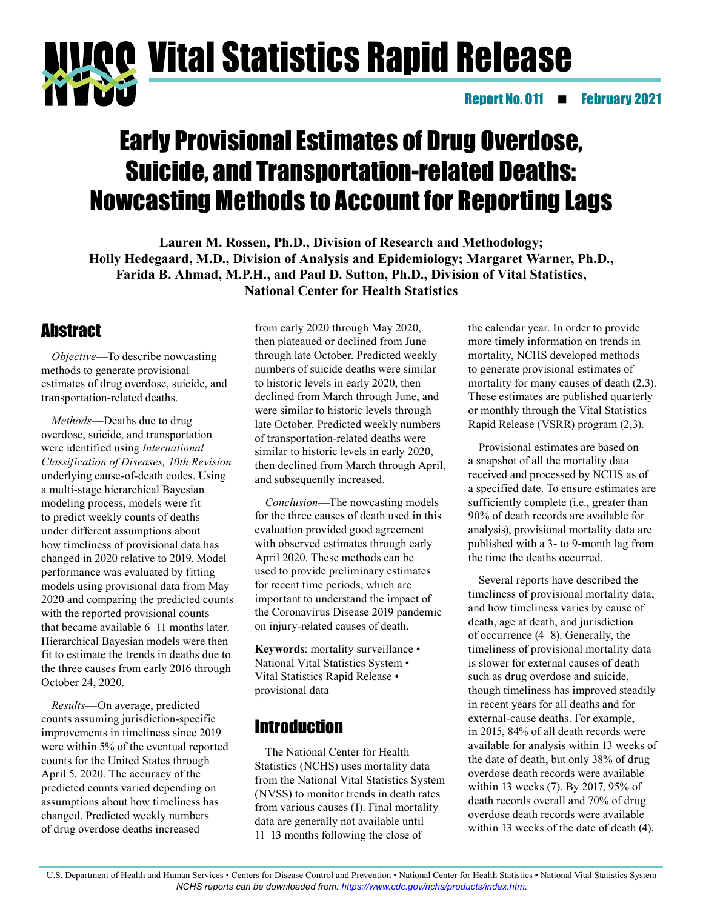# Vital Statistics Rapid Release

Report No. 011 ■ February 2021

# Early Provisional Estimates of Drug Overdose, Suicide, and Transportation-related Deaths: Nowcasting Methods to Account for Reporting Lags

**Lauren M. Rossen, Ph.D., Division of Research and Methodology; Holly Hedegaard, M.D., Division of Analysis and Epidemiology; Margaret Warner, Ph.D., Farida B. Ahmad, M.P.H., and Paul D. Sutton, Ph.D., Division of Vital Statistics, National Center for Health Statistics**

## Abstract

*Objective*—To describe nowcasting methods to generate provisional estimates of drug overdose, suicide, and transportation-related deaths.

*Methods*—Deaths due to drug overdose, suicide, and transportation were identified using *International Classification of Diseases, 10th Revision* underlying cause-of-death codes. Using a multi-stage hierarchical Bayesian modeling process, models were fit to predict weekly counts of deaths under different assumptions about how timeliness of provisional data has changed in 2020 relative to 2019. Model performance was evaluated by fitting models using provisional data from May 2020 and comparing the predicted counts with the reported provisional counts that became available 6–11 months later. Hierarchical Bayesian models were then fit to estimate the trends in deaths due to the three causes from early 2016 through October 24, 2020.

*Results*—On average, predicted counts assuming jurisdiction-specific improvements in timeliness since 2019 were within 5% of the eventual reported counts for the United States through April 5, 2020. The accuracy of the predicted counts varied depending on assumptions about how timeliness has changed. Predicted weekly numbers of drug overdose deaths increased from early 2020 through May 2020, then plateaued or declined from June through late October. Predicted weekly numbers of suicide deaths were similar to historic levels in early 2020, then declined from March through June, and were similar to historic levels through late October. Predicted weekly numbers of transportation-related deaths were similar to historic levels in early 2020, then declined from March through April, and subsequently increased.

*Conclusion*—The nowcasting models for the three causes of death used in this evaluation provided good agreement with observed estimates through early April 2020. These methods can be used to provide preliminary estimates for recent time periods, which are important to understand the impact of the Coronavirus Disease 2019 pandemic on injury-related causes of death.

**Keywords**: mortality surveillance • National Vital Statistics System • Vital Statistics Rapid Release • provisional data

## Introduction

The National Center for Health Statistics (NCHS) uses mortality data from the National Vital Statistics System (NVSS) to monitor trends in death rates from various causes (1). Final mortality data are generally not available until 11–13 months following the close of the calendar year. In order to provide more timely information on trends in mortality, NCHS developed methods to generate provisional estimates of mortality for many causes of death (2,3). These estimates are published quarterly or monthly through the Vital Statistics Rapid Release (VSRR) program (2,3).

Provisional estimates are based on a snapshot of all the mortality data received and processed by NCHS as of a specified date. To ensure estimates are sufficiently complete (i.e., greater than 90% of death records are available for analysis), provisional mortality data are published with a 3- to 9-month lag from the time the deaths occurred.

Several reports have described the timeliness of provisional mortality data, and how timeliness varies by cause of death, age at death, and jurisdiction of occurrence (4–8). Generally, the timeliness of provisional mortality data is slower for external causes of death such as drug overdose and suicide, though timeliness has improved steadily in recent years for all deaths and for external-cause deaths. For example, in 2015, 84% of all death records were available for analysis within 13 weeks of the date of death, but only 38% of drug overdose death records were available within 13 weeks (7). By 2017, 95% of death records overall and 70% of drug overdose death records were available within 13 weeks of the date of death (4).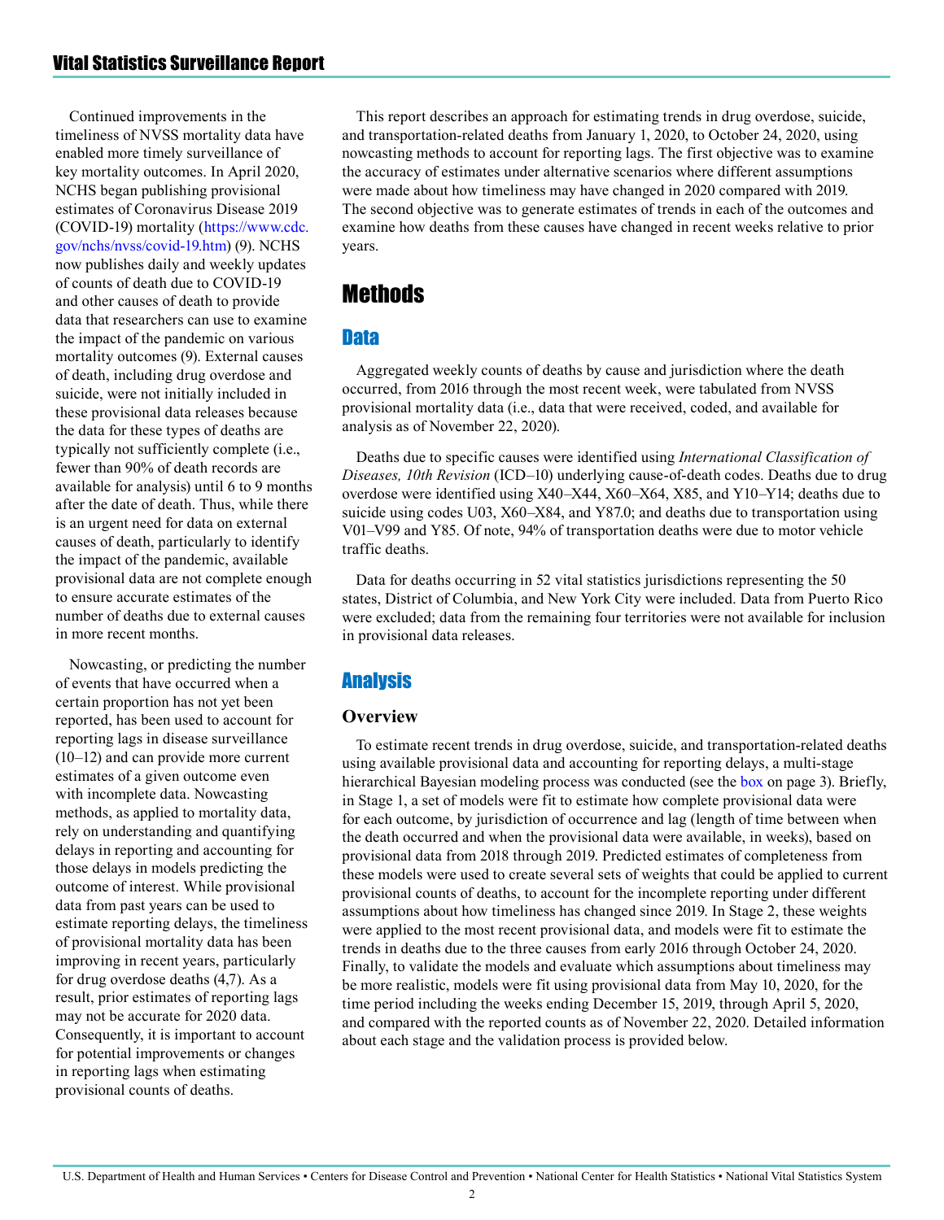Continued improvements in the timeliness of NVSS mortality data have enabled more timely surveillance of key mortality outcomes. In April 2020, NCHS began publishing provisional estimates of Coronavirus Disease 2019 (COVID-19) mortality (https://www.cdc.gov/nchs/nvss/covid-19.htm) (9). NCHS now publishes daily and weekly updates of counts of death due to COVID-19 and other causes of death to provide data that researchers can use to examine the impact of the pandemic on various mortality outcomes (9). External causes of death, including drug overdose and suicide, were not initially included in these provisional data releases because the data for these types of deaths are typically not sufficiently complete (i.e., fewer than 90% of death records are available for analysis) until 6 to 9 months after the date of death. Thus, while there is an urgent need for data on external causes of death, particularly to identify the impact of the pandemic, available provisional data are not complete enough to ensure accurate estimates of the number of deaths due to external causes in more recent months.

Nowcasting, or predicting the number of events that have occurred when a certain proportion has not yet been reported, has been used to account for reporting lags in disease surveillance (10–12) and can provide more current estimates of a given outcome even with incomplete data. Nowcasting methods, as applied to mortality data, rely on understanding and quantifying delays in reporting and accounting for those delays in models predicting the outcome of interest. While provisional data from past years can be used to estimate reporting delays, the timeliness of provisional mortality data has been improving in recent years, particularly for drug overdose deaths (4,7). As a result, prior estimates of reporting lags may not be accurate for 2020 data. Consequently, it is important to account for potential improvements or changes in reporting lags when estimating provisional counts of deaths.

This report describes an approach for estimating trends in drug overdose, suicide, and transportation-related deaths from January 1, 2020, to October 24, 2020, using nowcasting methods to account for reporting lags. The first objective was to examine the accuracy of estimates under alternative scenarios where different assumptions were made about how timeliness may have changed in 2020 compared with 2019. The second objective was to generate estimates of trends in each of the outcomes and examine how deaths from these causes have changed in recent weeks relative to prior years.

# Methods

## Data

Aggregated weekly counts of deaths by cause and jurisdiction where the death occurred, from 2016 through the most recent week, were tabulated from NVSS provisional mortality data (i.e., data that were received, coded, and available for analysis as of November 22, 2020).

Deaths due to specific causes were identified using *International Classification of Diseases, 10th Revision* (ICD–10) underlying cause-of-death codes. Deaths due to drug overdose were identified using X40–X44, X60–X64, X85, and Y10–Y14; deaths due to suicide using codes U03, X60–X84, and Y87.0; and deaths due to transportation using V01–V99 and Y85. Of note, 94% of transportation deaths were due to motor vehicle traffic deaths.

Data for deaths occurring in 52 vital statistics jurisdictions representing the 50 states, District of Columbia, and New York City were included. Data from Puerto Rico were excluded; data from the remaining four territories were not available for inclusion in provisional data releases.

## Analysis

### Overview

To estimate recent trends in drug overdose, suicide, and transportation-related deaths using available provisional data and accounting for reporting delays, a multi-stage hierarchical Bayesian modeling process was conducted (see the box on page 3). Briefly, in Stage 1, a set of models were fit to estimate how complete provisional data were for each outcome, by jurisdiction of occurrence and lag (length of time between when the death occurred and when the provisional data were available, in weeks), based on provisional data from 2018 through 2019. Predicted estimates of completeness from these models were used to create several sets of weights that could be applied to current provisional counts of deaths, to account for the incomplete reporting under different assumptions about how timeliness has changed since 2019. In Stage 2, these weights were applied to the most recent provisional data, and models were fit to estimate the trends in deaths due to the three causes from early 2016 through October 24, 2020. Finally, to validate the models and evaluate which assumptions about timeliness may be more realistic, models were fit using provisional data from May 10, 2020, for the time period including the weeks ending December 15, 2019, through April 5, 2020, and compared with the reported counts as of November 22, 2020. Detailed information about each stage and the validation process is provided below.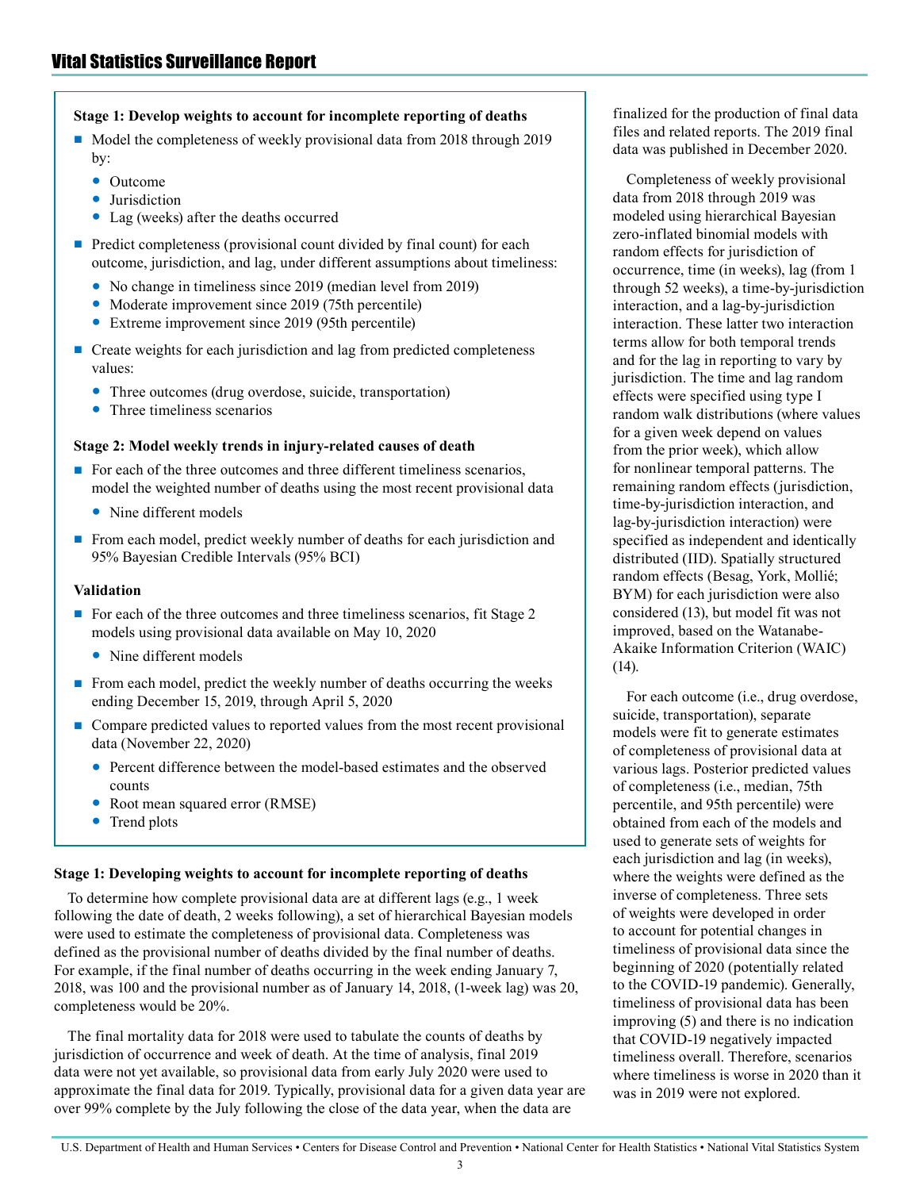**Stage 1: Develop weights to account for incomplete reporting of deaths**

- Model the completeness of weekly provisional data from 2018 through 2019 by:
  - Outcome
  - Jurisdiction
  - Lag (weeks) after the deaths occurred
- Predict completeness (provisional count divided by final count) for each outcome, jurisdiction, and lag, under different assumptions about timeliness:
  - No change in timeliness since 2019 (median level from 2019)
  - Moderate improvement since 2019 (75th percentile)
  - Extreme improvement since 2019 (95th percentile)
- Create weights for each jurisdiction and lag from predicted completeness values:
  - Three outcomes (drug overdose, suicide, transportation)
  - Three timeliness scenarios

**Stage 2: Model weekly trends in injury-related causes of death**

- For each of the three outcomes and three different timeliness scenarios, model the weighted number of deaths using the most recent provisional data
  - Nine different models
- From each model, predict weekly number of deaths for each jurisdiction and 95% Bayesian Credible Intervals (95% BCI)

**Validation**

- For each of the three outcomes and three timeliness scenarios, fit Stage 2 models using provisional data available on May 10, 2020
  - Nine different models
- From each model, predict the weekly number of deaths occurring the weeks ending December 15, 2019, through April 5, 2020
- Compare predicted values to reported values from the most recent provisional data (November 22, 2020)
  - Percent difference between the model-based estimates and the observed counts
  - Root mean squared error (RMSE)
  - Trend plots

### Stage 1: Developing weights to account for incomplete reporting of deaths

To determine how complete provisional data are at different lags (e.g., 1 week following the date of death, 2 weeks following), a set of hierarchical Bayesian models were used to estimate the completeness of provisional data. Completeness was defined as the provisional number of deaths divided by the final number of deaths. For example, if the final number of deaths occurring in the week ending January 7, 2018, was 100 and the provisional number as of January 14, 2018, (1-week lag) was 20, completeness would be 20%.

The final mortality data for 2018 were used to tabulate the counts of deaths by jurisdiction of occurrence and week of death. At the time of analysis, final 2019 data were not yet available, so provisional data from early July 2020 were used to approximate the final data for 2019. Typically, provisional data for a given data year are over 99% complete by the July following the close of the data year, when the data are finalized for the production of final data files and related reports. The 2019 final data was published in December 2020.

Completeness of weekly provisional data from 2018 through 2019 was modeled using hierarchical Bayesian zero-inflated binomial models with random effects for jurisdiction of occurrence, time (in weeks), lag (from 1 through 52 weeks), a time-by-jurisdiction interaction, and a lag-by-jurisdiction interaction. These latter two interaction terms allow for both temporal trends and for the lag in reporting to vary by jurisdiction. The time and lag random effects were specified using type I random walk distributions (where values for a given week depend on values from the prior week), which allow for nonlinear temporal patterns. The remaining random effects (jurisdiction, time-by-jurisdiction interaction, and lag-by-jurisdiction interaction) were specified as independent and identically distributed (IID). Spatially structured random effects (Besag, York, Mollié; BYM) for each jurisdiction were also considered (13), but model fit was not improved, based on the Watanabe-Akaike Information Criterion (WAIC) (14).

For each outcome (i.e., drug overdose, suicide, transportation), separate models were fit to generate estimates of completeness of provisional data at various lags. Posterior predicted values of completeness (i.e., median, 75th percentile, and 95th percentile) were obtained from each of the models and used to generate sets of weights for each jurisdiction and lag (in weeks), where the weights were defined as the inverse of completeness. Three sets of weights were developed in order to account for potential changes in timeliness of provisional data since the beginning of 2020 (potentially related to the COVID-19 pandemic). Generally, timeliness of provisional data has been improving (5) and there is no indication that COVID-19 negatively impacted timeliness overall. Therefore, scenarios where timeliness is worse in 2020 than it was in 2019 were not explored.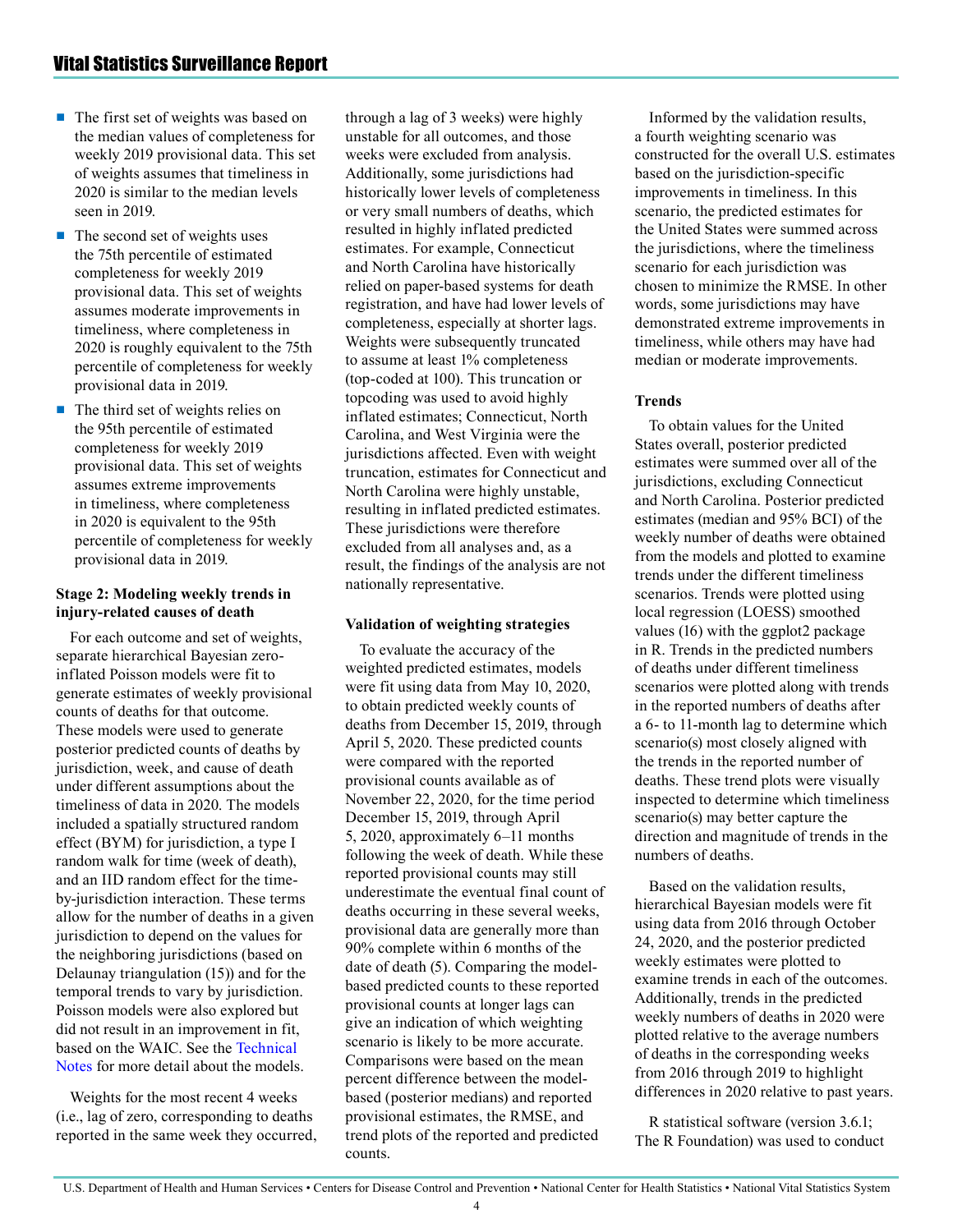- The first set of weights was based on the median values of completeness for weekly 2019 provisional data. This set of weights assumes that timeliness in 2020 is similar to the median levels seen in 2019.
- The second set of weights uses the 75th percentile of estimated completeness for weekly 2019 provisional data. This set of weights assumes moderate improvements in timeliness, where completeness in 2020 is roughly equivalent to the 75th percentile of completeness for weekly provisional data in 2019.
- The third set of weights relies on the 95th percentile of estimated completeness for weekly 2019 provisional data. This set of weights assumes extreme improvements in timeliness, where completeness in 2020 is equivalent to the 95th percentile of completeness for weekly provisional data in 2019.

**Stage 2: Modeling weekly trends in injury-related causes of death**

For each outcome and set of weights, separate hierarchical Bayesian zero-inflated Poisson models were fit to generate estimates of weekly provisional counts of deaths for that outcome. These models were used to generate posterior predicted counts of deaths by jurisdiction, week, and cause of death under different assumptions about the timeliness of data in 2020. The models included a spatially structured random effect (BYM) for jurisdiction, a type I random walk for time (week of death), and an IID random effect for the time-by-jurisdiction interaction. These terms allow for the number of deaths in a given jurisdiction to depend on the values for the neighboring jurisdictions (based on Delaunay triangulation (15)) and for the temporal trends to vary by jurisdiction. Poisson models were also explored but did not result in an improvement in fit, based on the WAIC. See the Technical Notes for more detail about the models.

Weights for the most recent 4 weeks (i.e., lag of zero, corresponding to deaths reported in the same week they occurred, through a lag of 3 weeks) were highly unstable for all outcomes, and those weeks were excluded from analysis. Additionally, some jurisdictions had historically lower levels of completeness or very small numbers of deaths, which resulted in highly inflated predicted estimates. For example, Connecticut and North Carolina have historically relied on paper-based systems for death registration, and have had lower levels of completeness, especially at shorter lags. Weights were subsequently truncated to assume at least 1% completeness (top-coded at 100). This truncation or topcoding was used to avoid highly inflated estimates; Connecticut, North Carolina, and West Virginia were the jurisdictions affected. Even with weight truncation, estimates for Connecticut and North Carolina were highly unstable, resulting in inflated predicted estimates. These jurisdictions were therefore excluded from all analyses and, as a result, the findings of the analysis are not nationally representative.

**Validation of weighting strategies**

To evaluate the accuracy of the weighted predicted estimates, models were fit using data from May 10, 2020, to obtain predicted weekly counts of deaths from December 15, 2019, through April 5, 2020. These predicted counts were compared with the reported provisional counts available as of November 22, 2020, for the time period December 15, 2019, through April 5, 2020, approximately 6–11 months following the week of death. While these reported provisional counts may still underestimate the eventual final count of deaths occurring in these several weeks, provisional data are generally more than 90% complete within 6 months of the date of death (5). Comparing the model-based predicted counts to these reported provisional counts at longer lags can give an indication of which weighting scenario is likely to be more accurate. Comparisons were based on the mean percent difference between the model-based (posterior medians) and reported provisional estimates, the RMSE, and trend plots of the reported and predicted counts.

Informed by the validation results, a fourth weighting scenario was constructed for the overall U.S. estimates based on the jurisdiction-specific improvements in timeliness. In this scenario, the predicted estimates for the United States were summed across the jurisdictions, where the timeliness scenario for each jurisdiction was chosen to minimize the RMSE. In other words, some jurisdictions may have demonstrated extreme improvements in timeliness, while others may have had median or moderate improvements.

**Trends**

To obtain values for the United States overall, posterior predicted estimates were summed over all of the jurisdictions, excluding Connecticut and North Carolina. Posterior predicted estimates (median and 95% BCI) of the weekly number of deaths were obtained from the models and plotted to examine trends under the different timeliness scenarios. Trends were plotted using local regression (LOESS) smoothed values (16) with the ggplot2 package in R. Trends in the predicted numbers of deaths under different timeliness scenarios were plotted along with trends in the reported numbers of deaths after a 6- to 11-month lag to determine which scenario(s) most closely aligned with the trends in the reported number of deaths. These trend plots were visually inspected to determine which timeliness scenario(s) may better capture the direction and magnitude of trends in the numbers of deaths.

Based on the validation results, hierarchical Bayesian models were fit using data from 2016 through October 24, 2020, and the posterior predicted weekly estimates were plotted to examine trends in each of the outcomes. Additionally, trends in the predicted weekly numbers of deaths in 2020 were plotted relative to the average numbers of deaths in the corresponding weeks from 2016 through 2019 to highlight differences in 2020 relative to past years.

R statistical software (version 3.6.1; The R Foundation) was used to conduct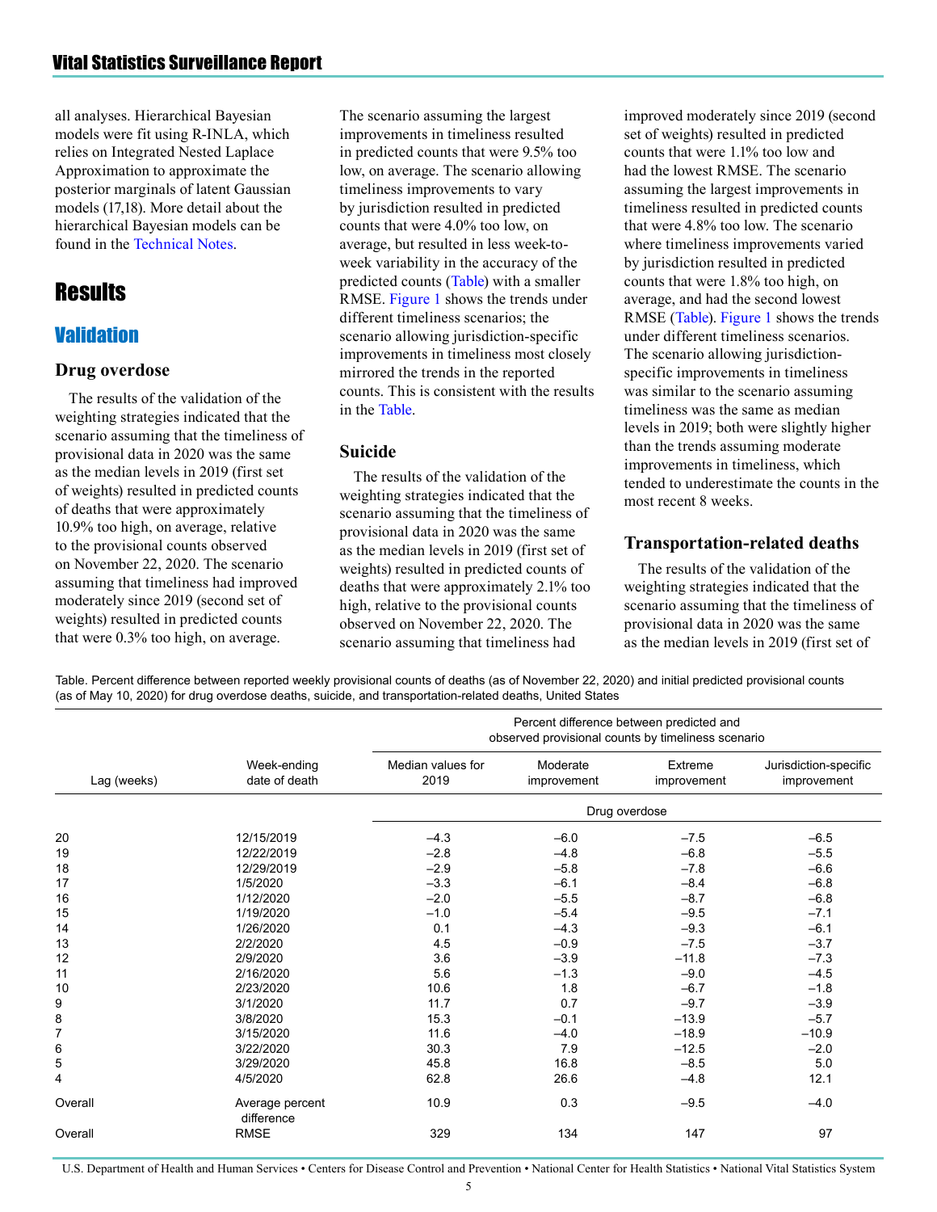all analyses. Hierarchical Bayesian models were fit using R-INLA, which relies on Integrated Nested Laplace Approximation to approximate the posterior marginals of latent Gaussian models (17,18). More detail about the hierarchical Bayesian models can be found in the Technical Notes.

# Results

## Validation

### Drug overdose

The results of the validation of the weighting strategies indicated that the scenario assuming that the timeliness of provisional data in 2020 was the same as the median levels in 2019 (first set of weights) resulted in predicted counts of deaths that were approximately 10.9% too high, on average, relative to the provisional counts observed on November 22, 2020. The scenario assuming that timeliness had improved moderately since 2019 (second set of weights) resulted in predicted counts that were 0.3% too high, on average. The scenario assuming the largest improvements in timeliness resulted in predicted counts that were 9.5% too low, on average. The scenario allowing timeliness improvements to vary by jurisdiction resulted in predicted counts that were 4.0% too low, on average, but resulted in less week-to-week variability in the accuracy of the predicted counts (Table) with a smaller RMSE. Figure 1 shows the trends under different timeliness scenarios; the scenario allowing jurisdiction-specific improvements in timeliness most closely mirrored the trends in the reported counts. This is consistent with the results in the Table.

### Suicide

The results of the validation of the weighting strategies indicated that the scenario assuming that the timeliness of provisional data in 2020 was the same as the median levels in 2019 (first set of weights) resulted in predicted counts of deaths that were approximately 2.1% too high, relative to the provisional counts observed on November 22, 2020. The scenario assuming that timeliness had improved moderately since 2019 (second set of weights) resulted in predicted counts that were 1.1% too low and had the lowest RMSE. The scenario assuming the largest improvements in timeliness resulted in predicted counts that were 4.8% too low. The scenario where timeliness improvements varied by jurisdiction resulted in predicted counts that were 1.8% too high, on average, and had the second lowest RMSE (Table). Figure 1 shows the trends under different timeliness scenarios. The scenario allowing jurisdiction-specific improvements in timeliness was similar to the scenario assuming timeliness was the same as median levels in 2019; both were slightly higher than the trends assuming moderate improvements in timeliness, which tended to underestimate the counts in the most recent 8 weeks.

### Transportation-related deaths

The results of the validation of the weighting strategies indicated that the scenario assuming that the timeliness of provisional data in 2020 was the same as the median levels in 2019 (first set of

Table. Percent difference between reported weekly provisional counts of deaths (as of November 22, 2020) and initial predicted provisional counts (as of May 10, 2020) for drug overdose deaths, suicide, and transportation-related deaths, United States

| Lag (weeks) | Week-ending date of death | Percent difference between predicted and observed provisional counts by timeliness scenario | | | |
|---|---|---|---|---|---|
| | | Median values for 2019 | Moderate improvement | Extreme improvement | Jurisdiction-specific improvement |
| | | Drug overdose | | | |
| 20 | 12/15/2019 | –4.3 | –6.0 | –7.5 | –6.5 |
| 19 | 12/22/2019 | –2.8 | –4.8 | –6.8 | –5.5 |
| 18 | 12/29/2019 | –2.9 | –5.8 | –7.8 | –6.6 |
| 17 | 1/5/2020 | –3.3 | –6.1 | –8.4 | –6.8 |
| 16 | 1/12/2020 | –2.0 | –5.5 | –8.7 | –6.8 |
| 15 | 1/19/2020 | –1.0 | –5.4 | –9.5 | –7.1 |
| 14 | 1/26/2020 | 0.1 | –4.3 | –9.3 | –6.1 |
| 13 | 2/2/2020 | 4.5 | –0.9 | –7.5 | –3.7 |
| 12 | 2/9/2020 | 3.6 | –3.9 | –11.8 | –7.3 |
| 11 | 2/16/2020 | 5.6 | –1.3 | –9.0 | –4.5 |
| 10 | 2/23/2020 | 10.6 | 1.8 | –6.7 | –1.8 |
| 9 | 3/1/2020 | 11.7 | 0.7 | –9.7 | –3.9 |
| 8 | 3/8/2020 | 15.3 | –0.1 | –13.9 | –5.7 |
| 7 | 3/15/2020 | 11.6 | –4.0 | –18.9 | –10.9 |
| 6 | 3/22/2020 | 30.3 | 7.9 | –12.5 | –2.0 |
| 5 | 3/29/2020 | 45.8 | 16.8 | –8.5 | 5.0 |
| 4 | 4/5/2020 | 62.8 | 26.6 | –4.8 | 12.1 |
| Overall | Average percent difference | 10.9 | 0.3 | –9.5 | –4.0 |
| Overall | RMSE | 329 | 134 | 147 | 97 |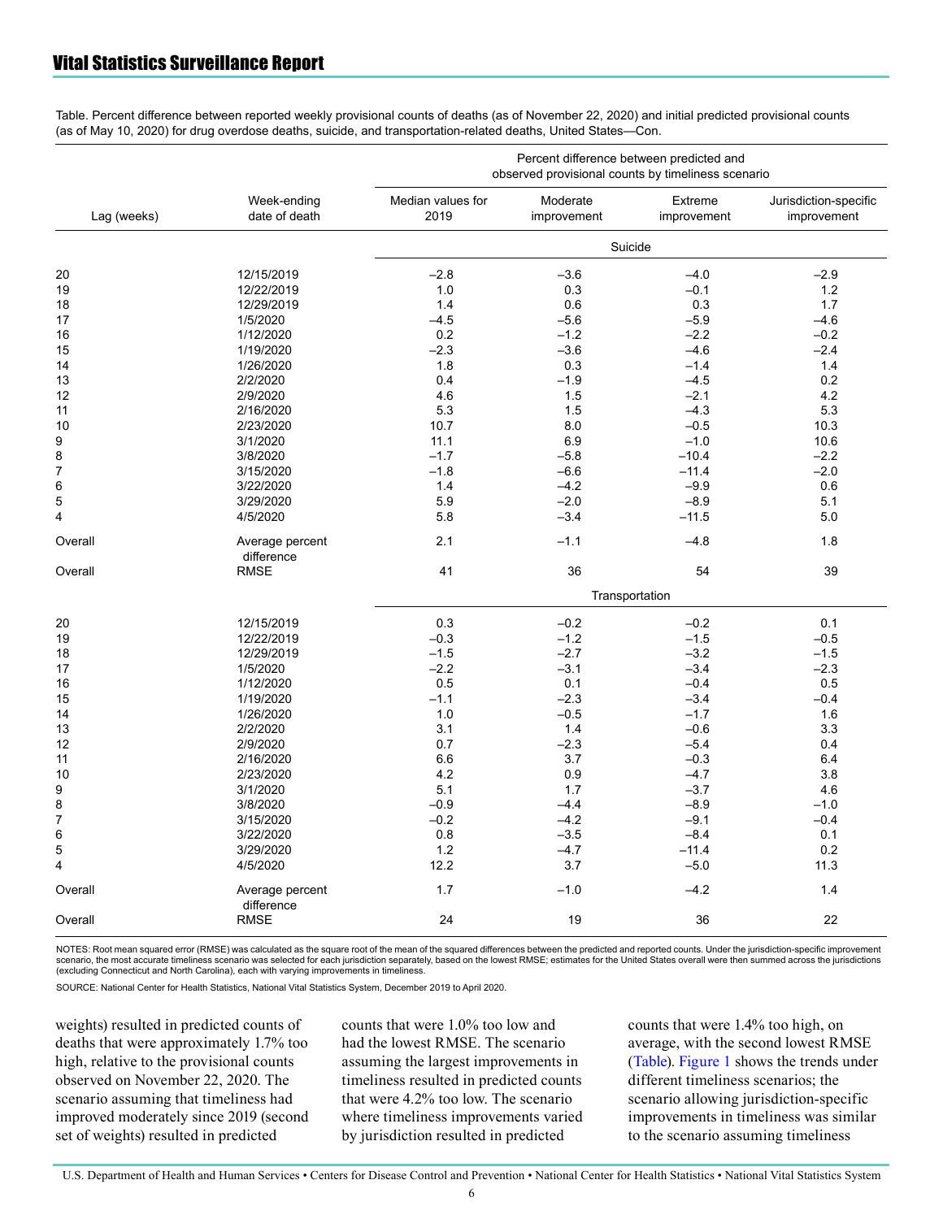Table. Percent difference between reported weekly provisional counts of deaths (as of November 22, 2020) and initial predicted provisional counts (as of May 10, 2020) for drug overdose deaths, suicide, and transportation-related deaths, United States—Con.

| Lag (weeks) | Week-ending date of death | Percent difference between predicted and observed provisional counts by timeliness scenario | | | |
|---|---|---|---|---|---|
| | | Median values for 2019 | Moderate improvement | Extreme improvement | Jurisdiction-specific improvement |
| | | Suicide | | | |
| 20 | 12/15/2019 | −2.8 | −3.6 | −4.0 | −2.9 |
| 19 | 12/22/2019 | 1.0 | 0.3 | −0.1 | 1.2 |
| 18 | 12/29/2019 | 1.4 | 0.6 | 0.3 | 1.7 |
| 17 | 1/5/2020 | −4.5 | −5.6 | −5.9 | −4.6 |
| 16 | 1/12/2020 | 0.2 | −1.2 | −2.2 | −0.2 |
| 15 | 1/19/2020 | −2.3 | −3.6 | −4.6 | −2.4 |
| 14 | 1/26/2020 | 1.8 | 0.3 | −1.4 | 1.4 |
| 13 | 2/2/2020 | 0.4 | −1.9 | −4.5 | 0.2 |
| 12 | 2/9/2020 | 4.6 | 1.5 | −2.1 | 4.2 |
| 11 | 2/16/2020 | 5.3 | 1.5 | −4.3 | 5.3 |
| 10 | 2/23/2020 | 10.7 | 8.0 | −0.5 | 10.3 |
| 9 | 3/1/2020 | 11.1 | 6.9 | −1.0 | 10.6 |
| 8 | 3/8/2020 | −1.7 | −5.8 | −10.4 | −2.2 |
| 7 | 3/15/2020 | −1.8 | −6.6 | −11.4 | −2.0 |
| 6 | 3/22/2020 | 1.4 | −4.2 | −9.9 | 0.6 |
| 5 | 3/29/2020 | 5.9 | −2.0 | −8.9 | 5.1 |
| 4 | 4/5/2020 | 5.8 | −3.4 | −11.5 | 5.0 |
| Overall | Average percent difference | 2.1 | −1.1 | −4.8 | 1.8 |
| Overall | RMSE | 41 | 36 | 54 | 39 |
| | | Transportation | | | |
| 20 | 12/15/2019 | 0.3 | −0.2 | −0.2 | 0.1 |
| 19 | 12/22/2019 | −0.3 | −1.2 | −1.5 | −0.5 |
| 18 | 12/29/2019 | −1.5 | −2.7 | −3.2 | −1.5 |
| 17 | 1/5/2020 | −2.2 | −3.1 | −3.4 | −2.3 |
| 16 | 1/12/2020 | 0.5 | 0.1 | −0.4 | 0.5 |
| 15 | 1/19/2020 | −1.1 | −2.3 | −3.4 | −0.4 |
| 14 | 1/26/2020 | 1.0 | −0.5 | −1.7 | 1.6 |
| 13 | 2/2/2020 | 3.1 | 1.4 | −0.6 | 3.3 |
| 12 | 2/9/2020 | 0.7 | −2.3 | −5.4 | 0.4 |
| 11 | 2/16/2020 | 6.6 | 3.7 | −0.3 | 6.4 |
| 10 | 2/23/2020 | 4.2 | 0.9 | −4.7 | 3.8 |
| 9 | 3/1/2020 | 5.1 | 1.7 | −3.7 | 4.6 |
| 8 | 3/8/2020 | −0.9 | −4.4 | −8.9 | −1.0 |
| 7 | 3/15/2020 | −0.2 | −4.2 | −9.1 | −0.4 |
| 6 | 3/22/2020 | 0.8 | −3.5 | −8.4 | 0.1 |
| 5 | 3/29/2020 | 1.2 | −4.7 | −11.4 | 0.2 |
| 4 | 4/5/2020 | 12.2 | 3.7 | −5.0 | 11.3 |
| Overall | Average percent difference | 1.7 | −1.0 | −4.2 | 1.4 |
| Overall | RMSE | 24 | 19 | 36 | 22 |

NOTES: Root mean squared error (RMSE) was calculated as the square root of the mean of the squared differences between the predicted and reported counts. Under the jurisdiction-specific improvement scenario, the most accurate timeliness scenario was selected for each jurisdiction separately, based on the lowest RMSE; estimates for the United States overall were then summed across the jurisdictions (excluding Connecticut and North Carolina), each with varying improvements in timeliness.

SOURCE: National Center for Health Statistics, National Vital Statistics System, December 2019 to April 2020.

weights) resulted in predicted counts of deaths that were approximately 1.7% too high, relative to the provisional counts observed on November 22, 2020. The scenario assuming that timeliness had improved moderately since 2019 (second set of weights) resulted in predicted counts that were 1.0% too low and had the lowest RMSE. The scenario assuming the largest improvements in timeliness resulted in predicted counts that were 4.2% too low. The scenario where timeliness improvements varied by jurisdiction resulted in predicted counts that were 1.4% too high, on average, with the second lowest RMSE (Table). Figure 1 shows the trends under different timeliness scenarios; the scenario allowing jurisdiction-specific improvements in timeliness was similar to the scenario assuming timeliness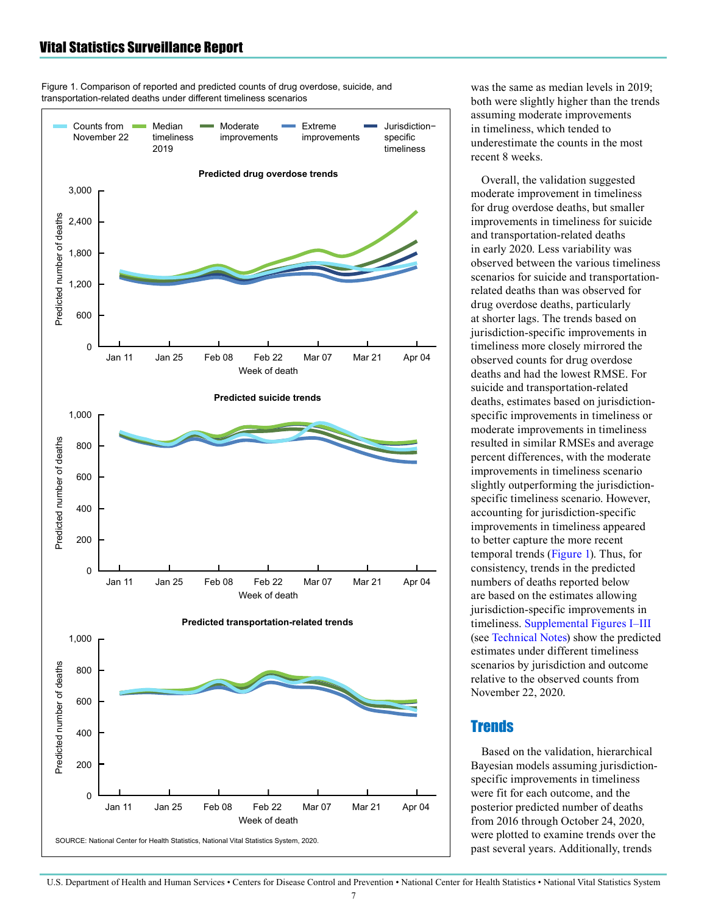Figure 1. Comparison of reported and predicted counts of drug overdose, suicide, and transportation-related deaths under different timeliness scenarios

SOURCE: National Center for Health Statistics, National Vital Statistics System, 2020.

was the same as median levels in 2019; both were slightly higher than the trends assuming moderate improvements in timeliness, which tended to underestimate the counts in the most recent 8 weeks.

Overall, the validation suggested moderate improvement in timeliness for drug overdose deaths, but smaller improvements in timeliness for suicide and transportation-related deaths in early 2020. Less variability was observed between the various timeliness scenarios for suicide and transportation-related deaths than was observed for drug overdose deaths, particularly at shorter lags. The trends based on jurisdiction-specific improvements in timeliness more closely mirrored the observed counts for drug overdose deaths and had the lowest RMSE. For suicide and transportation-related deaths, estimates based on jurisdiction-specific improvements in timeliness or moderate improvements in timeliness resulted in similar RMSEs and average percent differences, with the moderate improvements in timeliness scenario slightly outperforming the jurisdiction-specific timeliness scenario. However, accounting for jurisdiction-specific improvements in timeliness appeared to better capture the more recent temporal trends (Figure 1). Thus, for consistency, trends in the predicted numbers of deaths reported below are based on the estimates allowing jurisdiction-specific improvements in timeliness. Supplemental Figures I–III (see Technical Notes) show the predicted estimates under different timeliness scenarios by jurisdiction and outcome relative to the observed counts from November 22, 2020.

## Trends

Based on the validation, hierarchical Bayesian models assuming jurisdiction-specific improvements in timeliness were fit for each outcome, and the posterior predicted number of deaths from 2016 through October 24, 2020, were plotted to examine trends over the past several years. Additionally, trends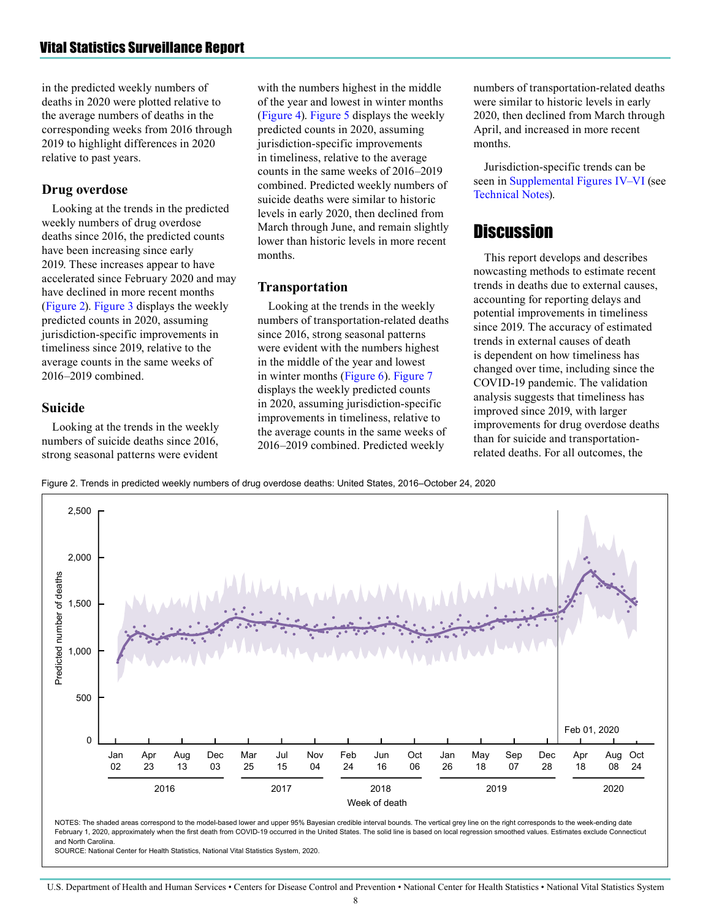in the predicted weekly numbers of deaths in 2020 were plotted relative to the average numbers of deaths in the corresponding weeks from 2016 through 2019 to highlight differences in 2020 relative to past years.

### Drug overdose

Looking at the trends in the predicted weekly numbers of drug overdose deaths since 2016, the predicted counts have been increasing since early 2019. These increases appear to have accelerated since February 2020 and may have declined in more recent months (Figure 2). Figure 3 displays the weekly predicted counts in 2020, assuming jurisdiction-specific improvements in timeliness since 2019, relative to the average counts in the same weeks of 2016–2019 combined.

### Suicide

Looking at the trends in the weekly numbers of suicide deaths since 2016, strong seasonal patterns were evident with the numbers highest in the middle of the year and lowest in winter months (Figure 4). Figure 5 displays the weekly predicted counts in 2020, assuming jurisdiction-specific improvements in timeliness, relative to the average counts in the same weeks of 2016–2019 combined. Predicted weekly numbers of suicide deaths were similar to historic levels in early 2020, then declined from March through June, and remain slightly lower than historic levels in more recent months.

### Transportation

Looking at the trends in the weekly numbers of transportation-related deaths since 2016, strong seasonal patterns were evident with the numbers highest in the middle of the year and lowest in winter months (Figure 6). Figure 7 displays the weekly predicted counts in 2020, assuming jurisdiction-specific improvements in timeliness, relative to the average counts in the same weeks of 2016–2019 combined. Predicted weekly numbers of transportation-related deaths were similar to historic levels in early 2020, then declined from March through April, and increased in more recent months.

Jurisdiction-specific trends can be seen in Supplemental Figures IV–VI (see Technical Notes).

# Discussion

This report develops and describes nowcasting methods to estimate recent trends in deaths due to external causes, accounting for reporting delays and potential improvements in timeliness since 2019. The accuracy of estimated trends in external causes of death is dependent on how timeliness has changed over time, including since the COVID-19 pandemic. The validation analysis suggests that timeliness has improved since 2019, with larger improvements for drug overdose deaths than for suicide and transportation-related deaths. For all outcomes, the

Figure 2. Trends in predicted weekly numbers of drug overdose deaths: United States, 2016–October 24, 2020

NOTES: The shaded areas correspond to the model-based lower and upper 95% Bayesian credible interval bounds. The vertical grey line on the right corresponds to the week-ending date February 1, 2020, approximately when the first death from COVID-19 occurred in the United States. The solid line is based on local regression smoothed values. Estimates exclude Connecticut and North Carolina.
SOURCE: National Center for Health Statistics, National Vital Statistics System, 2020.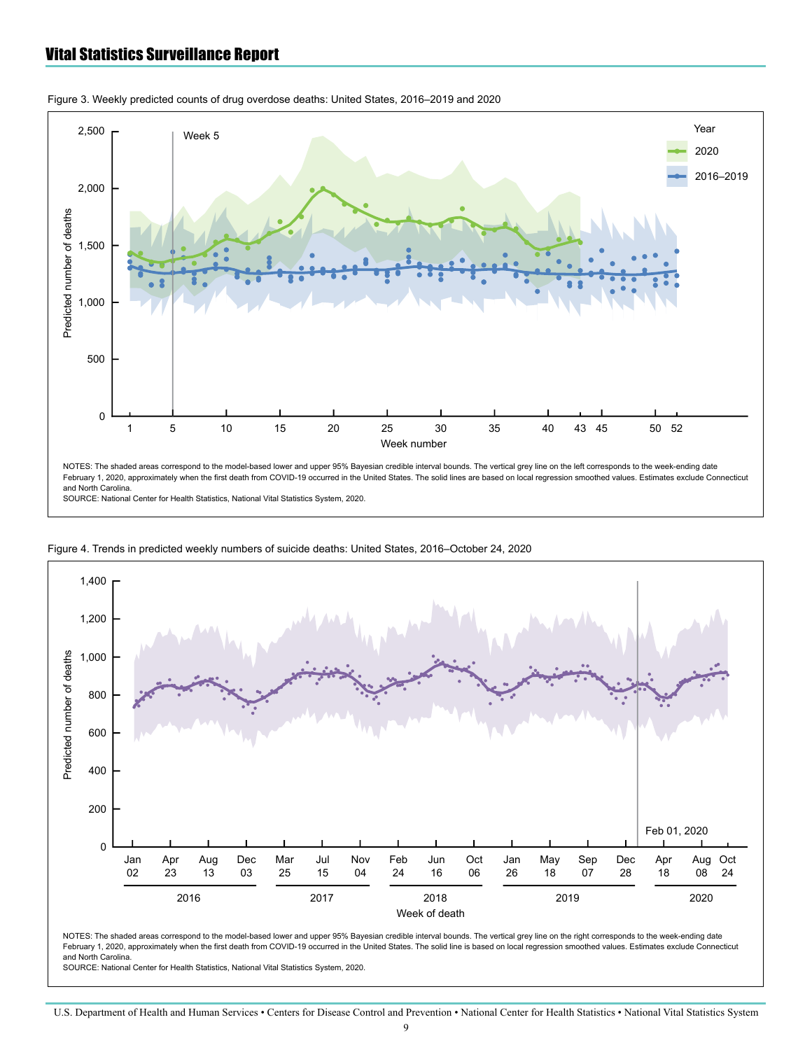Figure 3. Weekly predicted counts of drug overdose deaths: United States, 2016–2019 and 2020

NOTES: The shaded areas correspond to the model-based lower and upper 95% Bayesian credible interval bounds. The vertical grey line on the left corresponds to the week-ending date February 1, 2020, approximately when the first death from COVID-19 occurred in the United States. The solid lines are based on local regression smoothed values. Estimates exclude Connecticut and North Carolina.
SOURCE: National Center for Health Statistics, National Vital Statistics System, 2020.

Figure 4. Trends in predicted weekly numbers of suicide deaths: United States, 2016–October 24, 2020

NOTES: The shaded areas correspond to the model-based lower and upper 95% Bayesian credible interval bounds. The vertical grey line on the right corresponds to the week-ending date February 1, 2020, approximately when the first death from COVID-19 occurred in the United States. The solid line is based on local regression smoothed values. Estimates exclude Connecticut and North Carolina.
SOURCE: National Center for Health Statistics, National Vital Statistics System, 2020.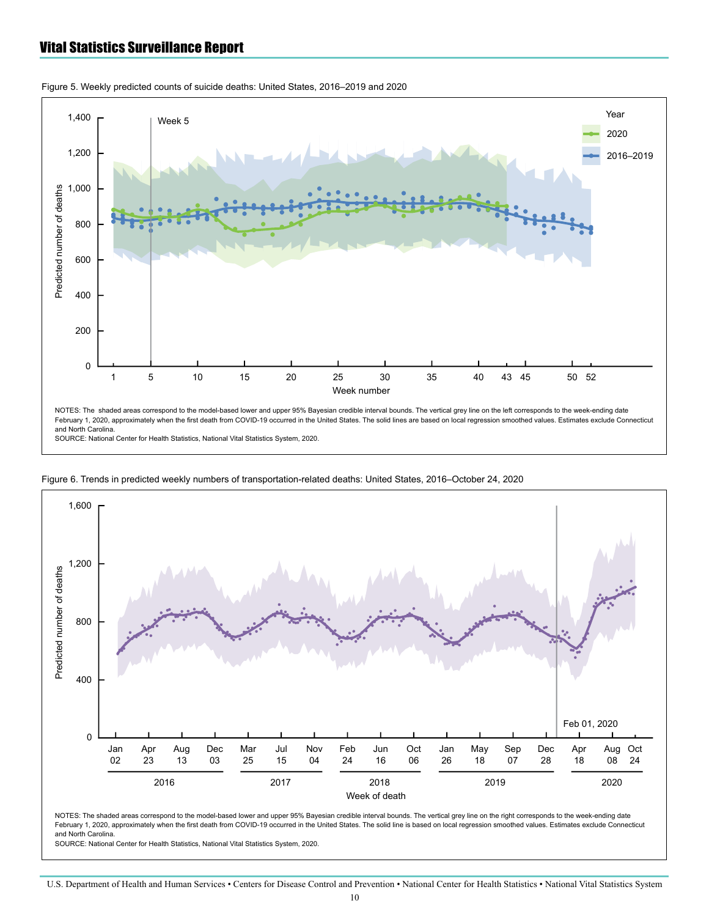Figure 5. Weekly predicted counts of suicide deaths: United States, 2016–2019 and 2020

NOTES: The shaded areas correspond to the model-based lower and upper 95% Bayesian credible interval bounds. The vertical grey line on the left corresponds to the week-ending date February 1, 2020, approximately when the first death from COVID-19 occurred in the United States. The solid lines are based on local regression smoothed values. Estimates exclude Connecticut and North Carolina.
SOURCE: National Center for Health Statistics, National Vital Statistics System, 2020.

Figure 6. Trends in predicted weekly numbers of transportation-related deaths: United States, 2016–October 24, 2020

NOTES: The shaded areas correspond to the model-based lower and upper 95% Bayesian credible interval bounds. The vertical grey line on the right corresponds to the week-ending date February 1, 2020, approximately when the first death from COVID-19 occurred in the United States. The solid line is based on local regression smoothed values. Estimates exclude Connecticut and North Carolina.
SOURCE: National Center for Health Statistics, National Vital Statistics System, 2020.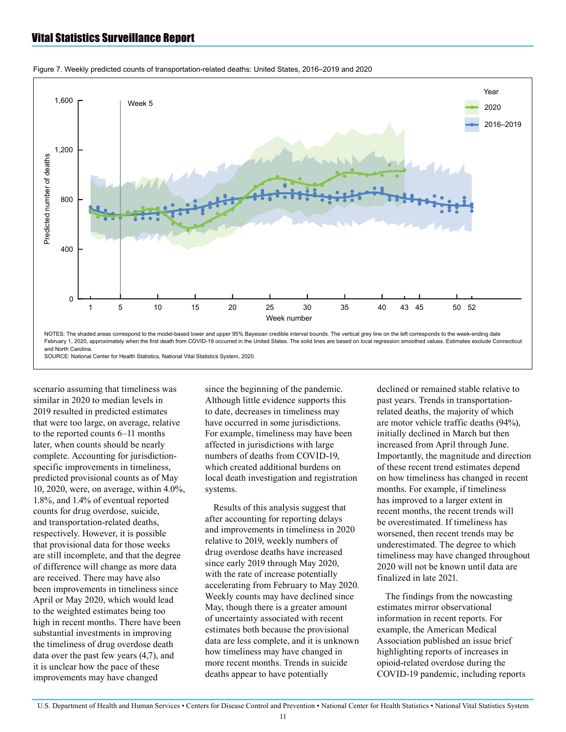Figure 7. Weekly predicted counts of transportation-related deaths: United States, 2016–2019 and 2020

NOTES: The shaded areas correspond to the model-based lower and upper 95% Bayesian credible interval bounds. The vertical grey line on the left corresponds to the week-ending date February 1, 2020, approximately when the first death from COVID-19 occurred in the United States. The solid lines are based on local regression smoothed values. Estimates exclude Connecticut and North Carolina.
SOURCE: National Center for Health Statistics, National Vital Statistics System, 2020.

scenario assuming that timeliness was similar in 2020 to median levels in 2019 resulted in predicted estimates that were too large, on average, relative to the reported counts 6–11 months later, when counts should be nearly complete. Accounting for jurisdiction-specific improvements in timeliness, predicted provisional counts as of May 10, 2020, were, on average, within 4.0%, 1.8%, and 1.4% of eventual reported counts for drug overdose, suicide, and transportation-related deaths, respectively. However, it is possible that provisional data for those weeks are still incomplete, and that the degree of difference will change as more data are received. There may have also been improvements in timeliness since April or May 2020, which would lead to the weighted estimates being too high in recent months. There have been substantial investments in improving the timeliness of drug overdose death data over the past few years (4,7), and it is unclear how the pace of these improvements may have changed since the beginning of the pandemic. Although little evidence supports this to date, decreases in timeliness may have occurred in some jurisdictions. For example, timeliness may have been affected in jurisdictions with large numbers of deaths from COVID-19, which created additional burdens on local death investigation and registration systems.

Results of this analysis suggest that after accounting for reporting delays and improvements in timeliness in 2020 relative to 2019, weekly numbers of drug overdose deaths have increased since early 2019 through May 2020, with the rate of increase potentially accelerating from February to May 2020. Weekly counts may have declined since May, though there is a greater amount of uncertainty associated with recent estimates both because the provisional data are less complete, and it is unknown how timeliness may have changed in more recent months. Trends in suicide deaths appear to have potentially declined or remained stable relative to past years. Trends in transportation-related deaths, the majority of which are motor vehicle traffic deaths (94%), initially declined in March but then increased from April through June. Importantly, the magnitude and direction of these recent trend estimates depend on how timeliness has changed in recent months. For example, if timeliness has improved to a larger extent in recent months, the recent trends will be overestimated. If timeliness has worsened, then recent trends may be underestimated. The degree to which timeliness may have changed throughout 2020 will not be known until data are finalized in late 2021.

The findings from the nowcasting estimates mirror observational information in recent reports. For example, the American Medical Association published an issue brief highlighting reports of increases in opioid-related overdose during the COVID-19 pandemic, including reports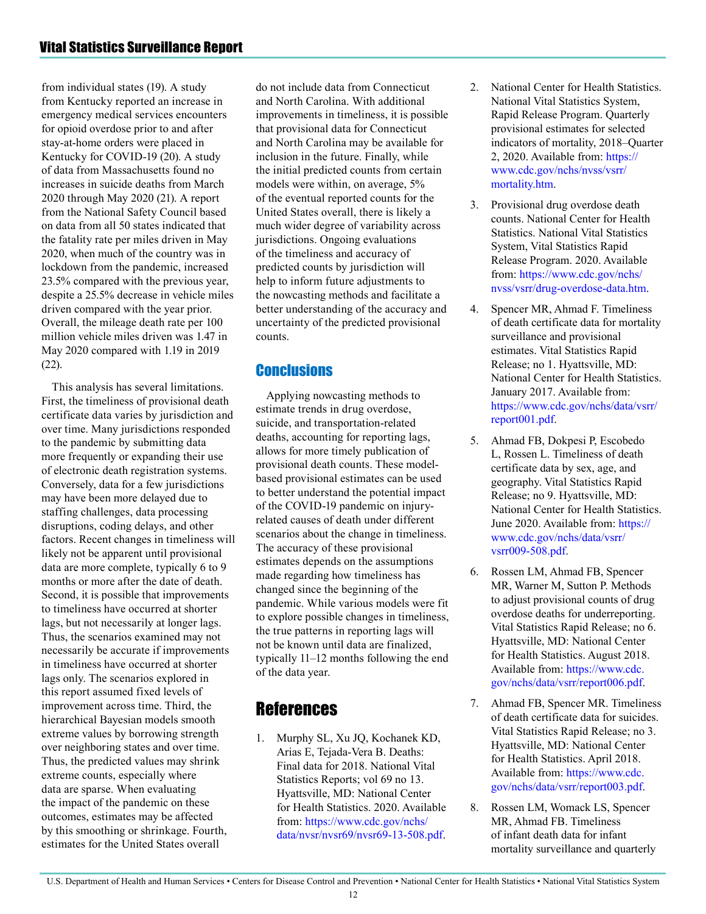from individual states (19). A study from Kentucky reported an increase in emergency medical services encounters for opioid overdose prior to and after stay-at-home orders were placed in Kentucky for COVID-19 (20). A study of data from Massachusetts found no increases in suicide deaths from March 2020 through May 2020 (21). A report from the National Safety Council based on data from all 50 states indicated that the fatality rate per miles driven in May 2020, when much of the country was in lockdown from the pandemic, increased 23.5% compared with the previous year, despite a 25.5% decrease in vehicle miles driven compared with the year prior. Overall, the mileage death rate per 100 million vehicle miles driven was 1.47 in May 2020 compared with 1.19 in 2019 (22).

This analysis has several limitations. First, the timeliness of provisional death certificate data varies by jurisdiction and over time. Many jurisdictions responded to the pandemic by submitting data more frequently or expanding their use of electronic death registration systems. Conversely, data for a few jurisdictions may have been more delayed due to staffing challenges, data processing disruptions, coding delays, and other factors. Recent changes in timeliness will likely not be apparent until provisional data are more complete, typically 6 to 9 months or more after the date of death. Second, it is possible that improvements to timeliness have occurred at shorter lags, but not necessarily at longer lags. Thus, the scenarios examined may not necessarily be accurate if improvements in timeliness have occurred at shorter lags only. The scenarios explored in this report assumed fixed levels of improvement across time. Third, the hierarchical Bayesian models smooth extreme values by borrowing strength over neighboring states and over time. Thus, the predicted values may shrink extreme counts, especially where data are sparse. When evaluating the impact of the pandemic on these outcomes, estimates may be affected by this smoothing or shrinkage. Fourth, estimates for the United States overall do not include data from Connecticut and North Carolina. With additional improvements in timeliness, it is possible that provisional data for Connecticut and North Carolina may be available for inclusion in the future. Finally, while the initial predicted counts from certain models were within, on average, 5% of the eventual reported counts for the United States overall, there is likely a much wider degree of variability across jurisdictions. Ongoing evaluations of the timeliness and accuracy of predicted counts by jurisdiction will help to inform future adjustments to the nowcasting methods and facilitate a better understanding of the accuracy and uncertainty of the predicted provisional counts.

## Conclusions

Applying nowcasting methods to estimate trends in drug overdose, suicide, and transportation-related deaths, accounting for reporting lags, allows for more timely publication of provisional death counts. These model-based provisional estimates can be used to better understand the potential impact of the COVID-19 pandemic on injury-related causes of death under different scenarios about the change in timeliness. The accuracy of these provisional estimates depends on the assumptions made regarding how timeliness has changed since the beginning of the pandemic. While various models were fit to explore possible changes in timeliness, the true patterns in reporting lags will not be known until data are finalized, typically 11–12 months following the end of the data year.

# References

1. Murphy SL, Xu JQ, Kochanek KD, Arias E, Tejada-Vera B. Deaths: Final data for 2018. National Vital Statistics Reports; vol 69 no 13. Hyattsville, MD: National Center for Health Statistics. 2020. Available from: https://www.cdc.gov/nchs/data/nvsr/nvsr69/nvsr69-13-508.pdf.
2. National Center for Health Statistics. National Vital Statistics System, Rapid Release Program. Quarterly provisional estimates for selected indicators of mortality, 2018–Quarter 2, 2020. Available from: https://www.cdc.gov/nchs/nvss/vsrr/mortality.htm.
3. Provisional drug overdose death counts. National Center for Health Statistics. National Vital Statistics System, Vital Statistics Rapid Release Program. 2020. Available from: https://www.cdc.gov/nchs/nvss/vsrr/drug-overdose-data.htm.
4. Spencer MR, Ahmad F. Timeliness of death certificate data for mortality surveillance and provisional estimates. Vital Statistics Rapid Release; no 1. Hyattsville, MD: National Center for Health Statistics. January 2017. Available from: https://www.cdc.gov/nchs/data/vsrr/report001.pdf.
5. Ahmad FB, Dokpesi P, Escobedo L, Rossen L. Timeliness of death certificate data by sex, age, and geography. Vital Statistics Rapid Release; no 9. Hyattsville, MD: National Center for Health Statistics. June 2020. Available from: https://www.cdc.gov/nchs/data/vsrr/vsrr009-508.pdf.
6. Rossen LM, Ahmad FB, Spencer MR, Warner M, Sutton P. Methods to adjust provisional counts of drug overdose deaths for underreporting. Vital Statistics Rapid Release; no 6. Hyattsville, MD: National Center for Health Statistics. August 2018. Available from: https://www.cdc.gov/nchs/data/vsrr/report006.pdf.
7. Ahmad FB, Spencer MR. Timeliness of death certificate data for suicides. Vital Statistics Rapid Release; no 3. Hyattsville, MD: National Center for Health Statistics. April 2018. Available from: https://www.cdc.gov/nchs/data/vsrr/report003.pdf.
8. Rossen LM, Womack LS, Spencer MR, Ahmad FB. Timeliness of infant death data for infant mortality surveillance and quarterly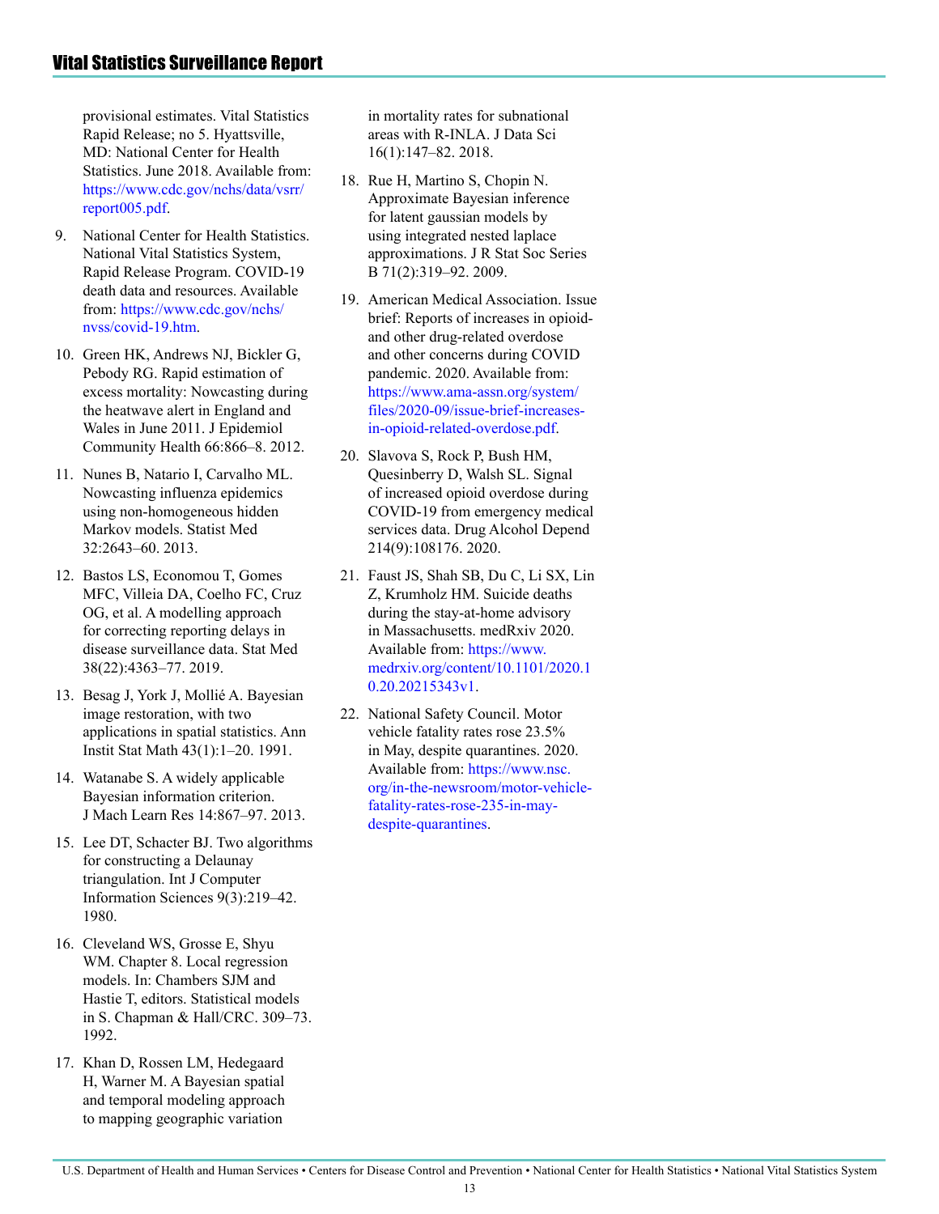provisional estimates. Vital Statistics Rapid Release; no 5. Hyattsville, MD: National Center for Health Statistics. June 2018. Available from: https://www.cdc.gov/nchs/data/vsrr/report005.pdf.

9. National Center for Health Statistics. National Vital Statistics System, Rapid Release Program. COVID-19 death data and resources. Available from: https://www.cdc.gov/nchs/nvss/covid-19.htm.

10. Green HK, Andrews NJ, Bickler G, Pebody RG. Rapid estimation of excess mortality: Nowcasting during the heatwave alert in England and Wales in June 2011. J Epidemiol Community Health 66:866–8. 2012.

11. Nunes B, Natario I, Carvalho ML. Nowcasting influenza epidemics using non-homogeneous hidden Markov models. Statist Med 32:2643–60. 2013.

12. Bastos LS, Economou T, Gomes MFC, Villeia DA, Coelho FC, Cruz OG, et al. A modelling approach for correcting reporting delays in disease surveillance data. Stat Med 38(22):4363–77. 2019.

13. Besag J, York J, Mollié A. Bayesian image restoration, with two applications in spatial statistics. Ann Instit Stat Math 43(1):1–20. 1991.

14. Watanabe S. A widely applicable Bayesian information criterion. J Mach Learn Res 14:867–97. 2013.

15. Lee DT, Schacter BJ. Two algorithms for constructing a Delaunay triangulation. Int J Computer Information Sciences 9(3):219–42. 1980.

16. Cleveland WS, Grosse E, Shyu WM. Chapter 8. Local regression models. In: Chambers SJM and Hastie T, editors. Statistical models in S. Chapman & Hall/CRC. 309–73. 1992.

17. Khan D, Rossen LM, Hedegaard H, Warner M. A Bayesian spatial and temporal modeling approach to mapping geographic variation in mortality rates for subnational areas with R-INLA. J Data Sci 16(1):147–82. 2018.

18. Rue H, Martino S, Chopin N. Approximate Bayesian inference for latent gaussian models by using integrated nested laplace approximations. J R Stat Soc Series B 71(2):319–92. 2009.

19. American Medical Association. Issue brief: Reports of increases in opioid- and other drug-related overdose and other concerns during COVID pandemic. 2020. Available from: https://www.ama-assn.org/system/files/2020-09/issue-brief-increases-in-opioid-related-overdose.pdf.

20. Slavova S, Rock P, Bush HM, Quesinberry D, Walsh SL. Signal of increased opioid overdose during COVID-19 from emergency medical services data. Drug Alcohol Depend 214(9):108176. 2020.

21. Faust JS, Shah SB, Du C, Li SX, Lin Z, Krumholz HM. Suicide deaths during the stay-at-home advisory in Massachusetts. medRxiv 2020. Available from: https://www.medrxiv.org/content/10.1101/2020.10.20.20215343v1.

22. National Safety Council. Motor vehicle fatality rates rose 23.5% in May, despite quarantines. 2020. Available from: https://www.nsc.org/in-the-newsroom/motor-vehicle-fatality-rates-rose-235-in-may-despite-quarantines.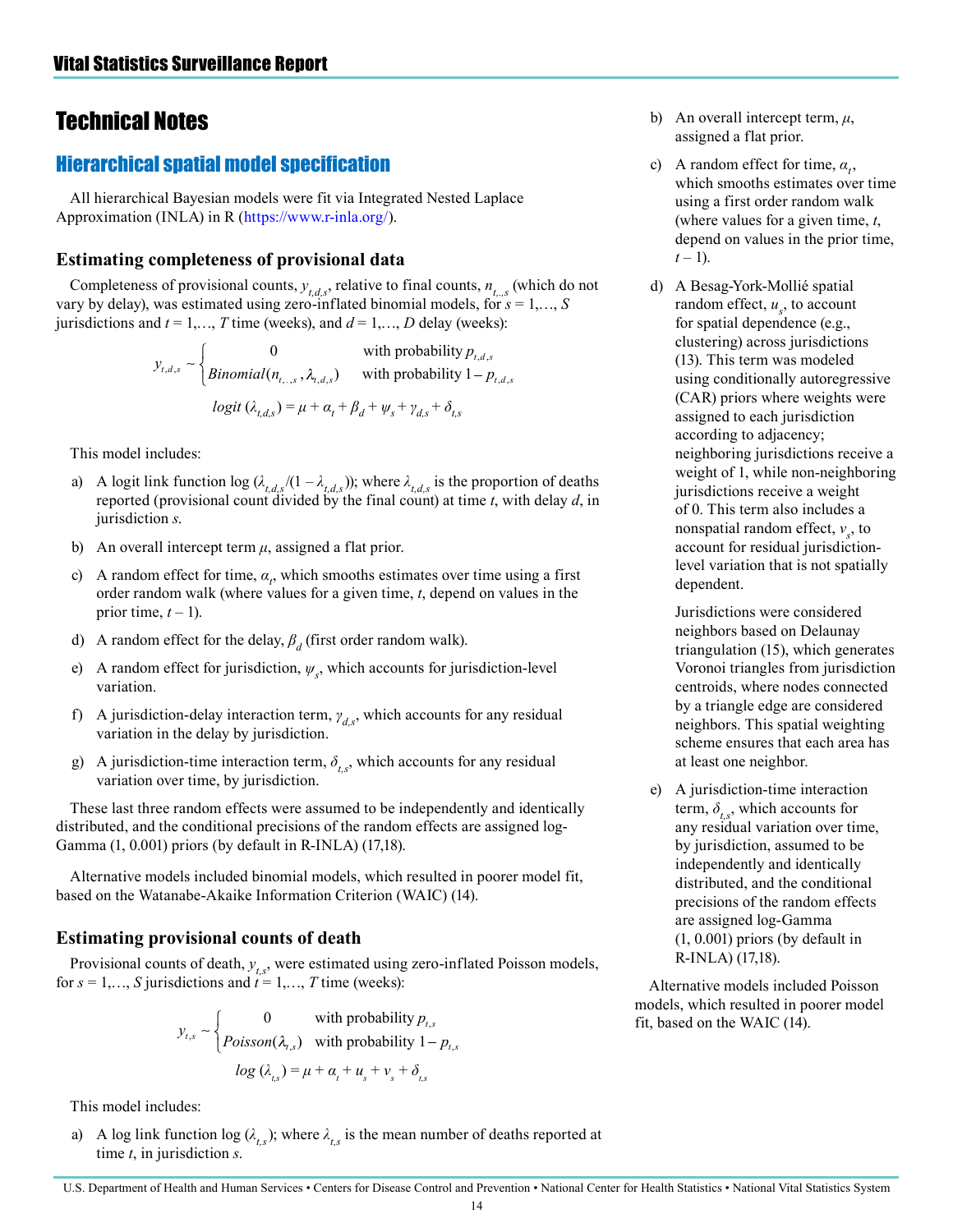# Technical Notes

## Hierarchical spatial model specification

All hierarchical Bayesian models were fit via Integrated Nested Laplace Approximation (INLA) in R (https://www.r-inla.org/).

### Estimating completeness of provisional data

Completeness of provisional counts, $y_{t,d,s}$, relative to final counts, $n_{t,.,s}$ (which do not vary by delay), was estimated using zero-inflated binomial models, for $s = 1,\ldots, S$ jurisdictions and $t = 1,\ldots, T$ time (weeks), and $d = 1,\ldots, D$ delay (weeks):

$$y_{t,d,s} \sim \begin{cases} 0 & \text{with probability } p_{t,d,s} \\ Binomial(n_{t,.,s}, \lambda_{t,d,s}) & \text{with probability } 1 - p_{t,d,s} \end{cases}$$

$$logit\,(\lambda_{t,d,s}) = \mu + \alpha_t + \beta_d + \psi_s + \gamma_{d,s} + \delta_{t,s}$$

This model includes:

a) A logit link function $\log(\lambda_{t,d,s}/(1 - \lambda_{t,d,s}))$; where $\lambda_{t,d,s}$ is the proportion of deaths reported (provisional count divided by the final count) at time $t$, with delay $d$, in jurisdiction $s$.

b) An overall intercept term $\mu$, assigned a flat prior.

c) A random effect for time, $\alpha_t$, which smooths estimates over time using a first order random walk (where values for a given time, $t$, depend on values in the prior time, $t - 1$).

d) A random effect for the delay, $\beta_d$ (first order random walk).

e) A random effect for jurisdiction, $\psi_s$, which accounts for jurisdiction-level variation.

f) A jurisdiction-delay interaction term, $\gamma_{d,s}$, which accounts for any residual variation in the delay by jurisdiction.

g) A jurisdiction-time interaction term, $\delta_{t,s}$, which accounts for any residual variation over time, by jurisdiction.

These last three random effects were assumed to be independently and identically distributed, and the conditional precisions of the random effects are assigned log-Gamma (1, 0.001) priors (by default in R-INLA) (17,18).

Alternative models included binomial models, which resulted in poorer model fit, based on the Watanabe-Akaike Information Criterion (WAIC) (14).

### Estimating provisional counts of death

Provisional counts of death, $y_{t,s}$, were estimated using zero-inflated Poisson models, for $s = 1,\ldots, S$ jurisdictions and $t = 1,\ldots, T$ time (weeks):

$$y_{t,s} \sim \begin{cases} 0 & \text{with probability } p_{t,s} \\ Poisson(\lambda_{t,s}) & \text{with probability } 1 - p_{t,s} \end{cases}$$

$$log\,(\lambda_{t,s}) = \mu + \alpha_t + u_s + v_s + \delta_{t,s}$$

This model includes:

a) A log link function $\log(\lambda_{t,s})$; where $\lambda_{t,s}$ is the mean number of deaths reported at time $t$, in jurisdiction $s$.

b) An overall intercept term, $\mu$, assigned a flat prior.

c) A random effect for time, $\alpha_t$, which smooths estimates over time using a first order random walk (where values for a given time, $t$, depend on values in the prior time, $t - 1$).

d) A Besag-York-Mollié spatial random effect, $u_s$, to account for spatial dependence (e.g., clustering) across jurisdictions (13). This term was modeled using conditionally autoregressive (CAR) priors where weights were assigned to each jurisdiction according to adjacency; neighboring jurisdictions receive a weight of 1, while non-neighboring jurisdictions receive a weight of 0. This term also includes a nonspatial random effect, $v_s$, to account for residual jurisdiction-level variation that is not spatially dependent.

   Jurisdictions were considered neighbors based on Delaunay triangulation (15), which generates Voronoi triangles from jurisdiction centroids, where nodes connected by a triangle edge are considered neighbors. This spatial weighting scheme ensures that each area has at least one neighbor.

e) A jurisdiction-time interaction term, $\delta_{t,s}$, which accounts for any residual variation over time, by jurisdiction, assumed to be independently and identically distributed, and the conditional precisions of the random effects are assigned log-Gamma (1, 0.001) priors (by default in R-INLA) (17,18).

Alternative models included Poisson models, which resulted in poorer model fit, based on the WAIC (14).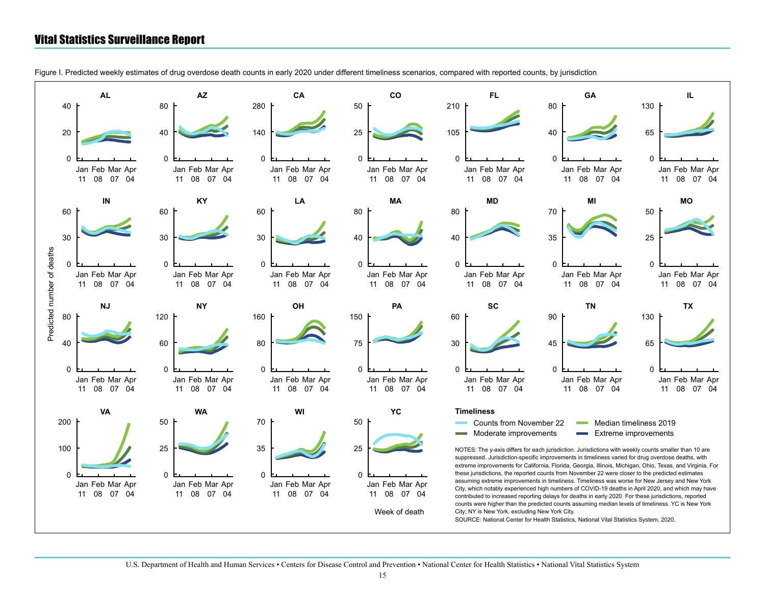Figure I. Predicted weekly estimates of drug overdose death counts in early 2020 under different timeliness scenarios, compared with reported counts, by jurisdiction

Timeliness: Counts from November 22; Median timeliness 2019; Moderate improvements; Extreme improvements

NOTES: The y-axis differs for each jurisdiction. Jurisdictions with weekly counts smaller than 10 are suppressed. Jurisdiction-specific improvements in timeliness varied for drug overdose deaths, with extreme improvements for California, Florida, Georgia, Illinois, Michigan, Ohio, Texas, and Virginia. For these jurisdictions, the reported counts from November 22 were closer to the predicted estimates assuming extreme improvements in timeliness. Timeliness was worse for New Jersey and New York City, which notably experienced high numbers of COVID-19 deaths in April 2020, and which may have contributed to increased reporting delays for deaths in early 2020. For these jurisdictions, reported counts were higher than the predicted counts assuming median levels of timeliness. YC is New York City; NY is New York, excluding New York City.

SOURCE: National Center for Health Statistics, National Vital Statistics System, 2020.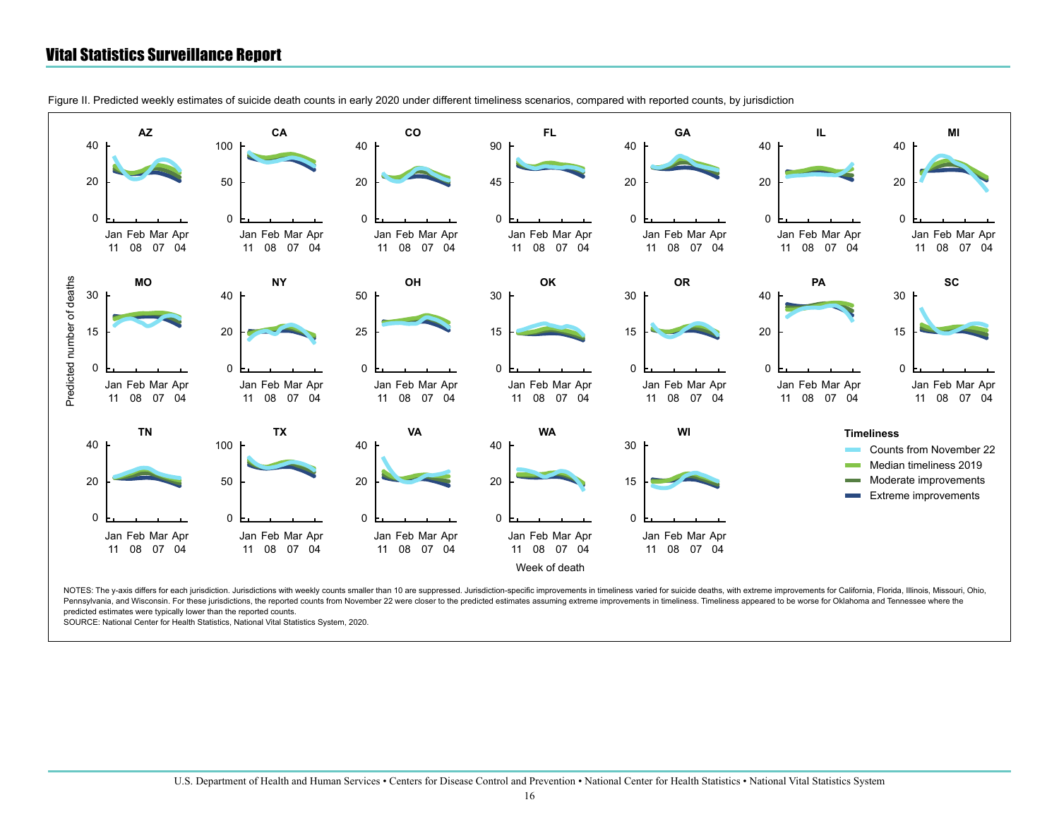Figure II. Predicted weekly estimates of suicide death counts in early 2020 under different timeliness scenarios, compared with reported counts, by jurisdiction

NOTES: The y-axis differs for each jurisdiction. Jurisdictions with weekly counts smaller than 10 are suppressed. Jurisdiction-specific improvements in timeliness varied for suicide deaths, with extreme improvements for California, Florida, Illinois, Missouri, Ohio, Pennsylvania, and Wisconsin. For these jurisdictions, the reported counts from November 22 were closer to the predicted estimates assuming extreme improvements in timeliness. Timeliness appeared to be worse for Oklahoma and Tennessee where the predicted estimates were typically lower than the reported counts.

SOURCE: National Center for Health Statistics, National Vital Statistics System, 2020.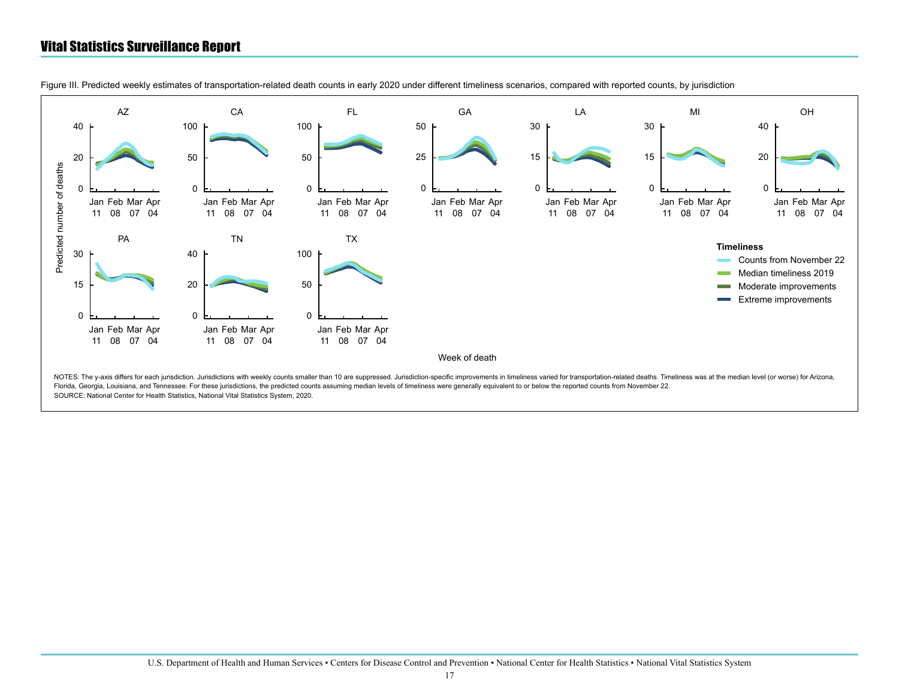Figure III. Predicted weekly estimates of transportation-related death counts in early 2020 under different timeliness scenarios, compared with reported counts, by jurisdiction

NOTES: The y-axis differs for each jurisdiction. Jurisdictions with weekly counts smaller than 10 are suppressed. Jurisdiction-specific improvements in timeliness varied for transportation-related deaths. Timeliness was at the median level (or worse) for Arizona, Florida, Georgia, Louisiana, and Tennessee. For these jurisdictions, the predicted counts assuming median levels of timeliness were generally equivalent to or below the reported counts from November 22.

SOURCE: National Center for Health Statistics, National Vital Statistics System, 2020.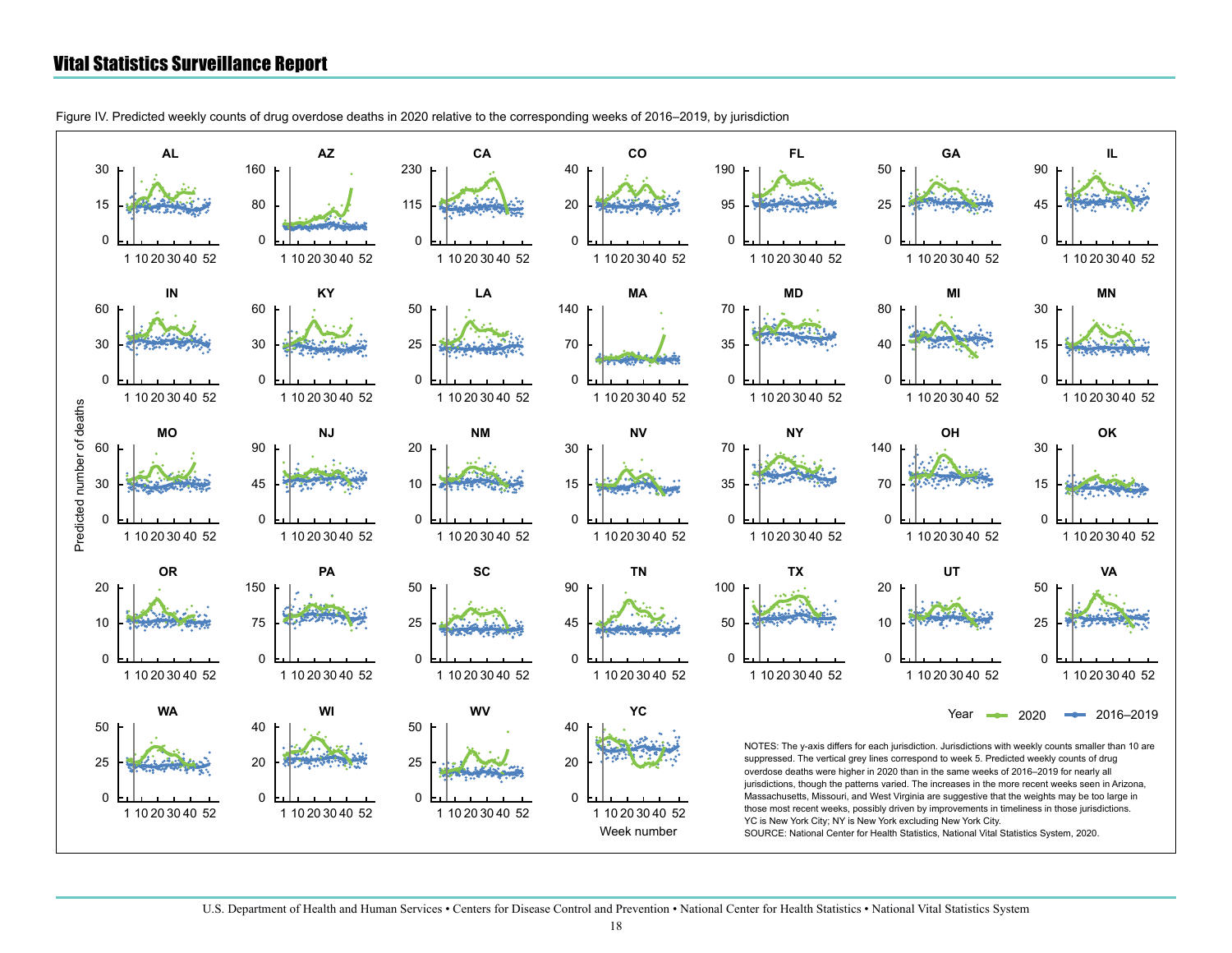Figure IV. Predicted weekly counts of drug overdose deaths in 2020 relative to the corresponding weeks of 2016–2019, by jurisdiction

NOTES: The y-axis differs for each jurisdiction. Jurisdictions with weekly counts smaller than 10 are suppressed. The vertical grey lines correspond to week 5. Predicted weekly counts of drug overdose deaths were higher in 2020 than in the same weeks of 2016–2019 for nearly all jurisdictions, though the patterns varied. The increases in the more recent weeks seen in Arizona, Massachusetts, Missouri, and West Virginia are suggestive that the weights may be too large in those most recent weeks, possibly driven by improvements in timeliness in those jurisdictions. YC is New York City; NY is New York excluding New York City.

SOURCE: National Center for Health Statistics, National Vital Statistics System, 2020.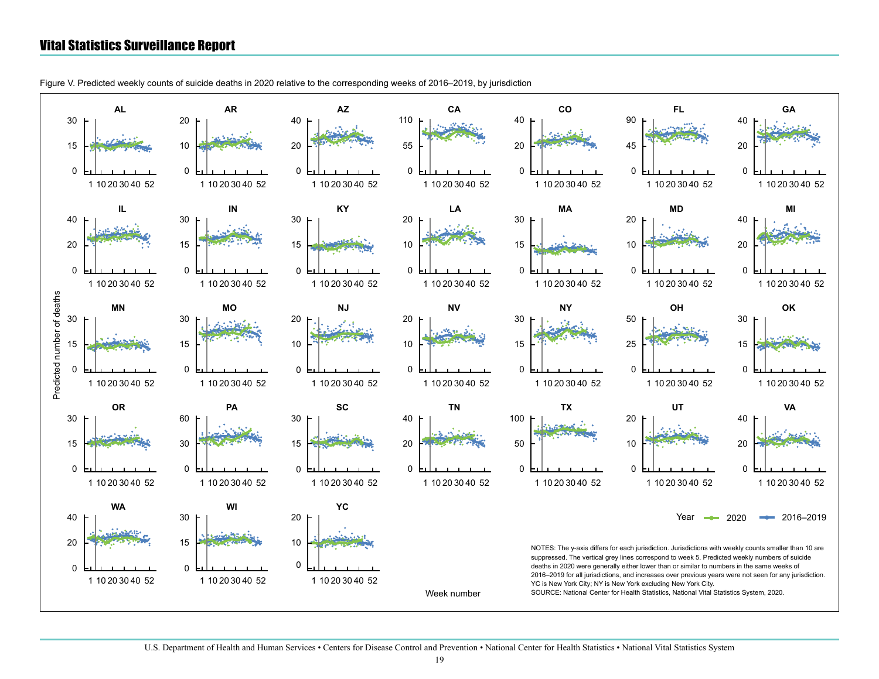## Vital Statistics Surveillance Report

Figure V. Predicted weekly counts of suicide deaths in 2020 relative to the corresponding weeks of 2016–2019, by jurisdiction

NOTES: The y-axis differs for each jurisdiction. Jurisdictions with weekly counts smaller than 10 are suppressed. The vertical grey lines correspond to week 5. Predicted weekly numbers of suicide deaths in 2020 were generally either lower than or similar to numbers in the same weeks of 2016–2019 for all jurisdictions, and increases over previous years were not seen for any jurisdiction. YC is New York City; NY is New York excluding New York City.

SOURCE: National Center for Health Statistics, National Vital Statistics System, 2020.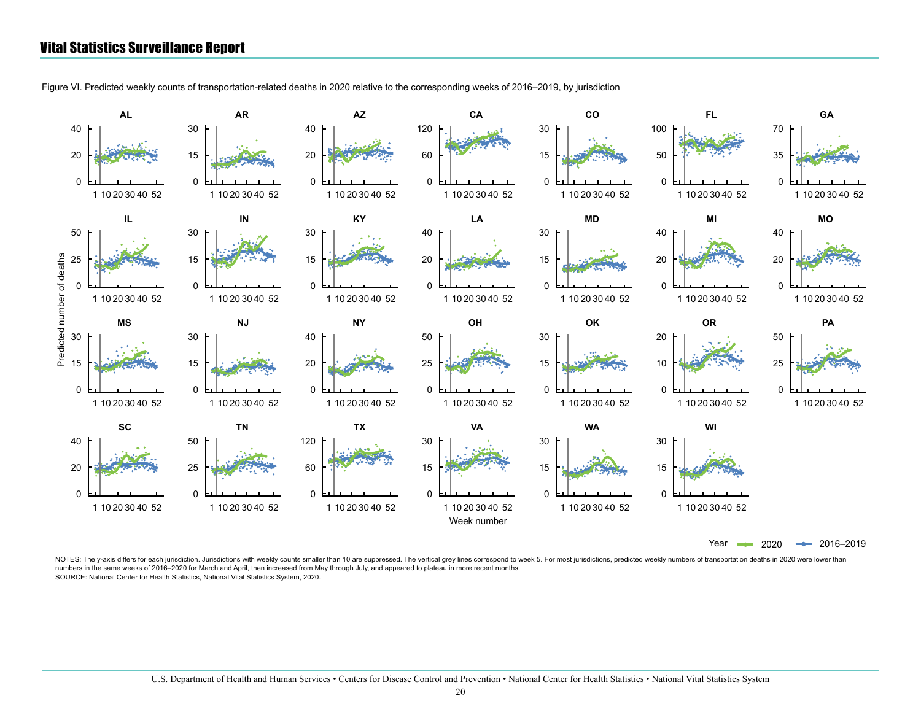Figure VI. Predicted weekly counts of transportation-related deaths in 2020 relative to the corresponding weeks of 2016–2019, by jurisdiction

NOTES: The y-axis differs for each jurisdiction. Jurisdictions with weekly counts smaller than 10 are suppressed. The vertical grey lines correspond to week 5. For most jurisdictions, predicted weekly numbers of transportation deaths in 2020 were lower than numbers in the same weeks of 2016–2020 for March and April, then increased from May through July, and appeared to plateau in more recent months.

SOURCE: National Center for Health Statistics, National Vital Statistics System, 2020.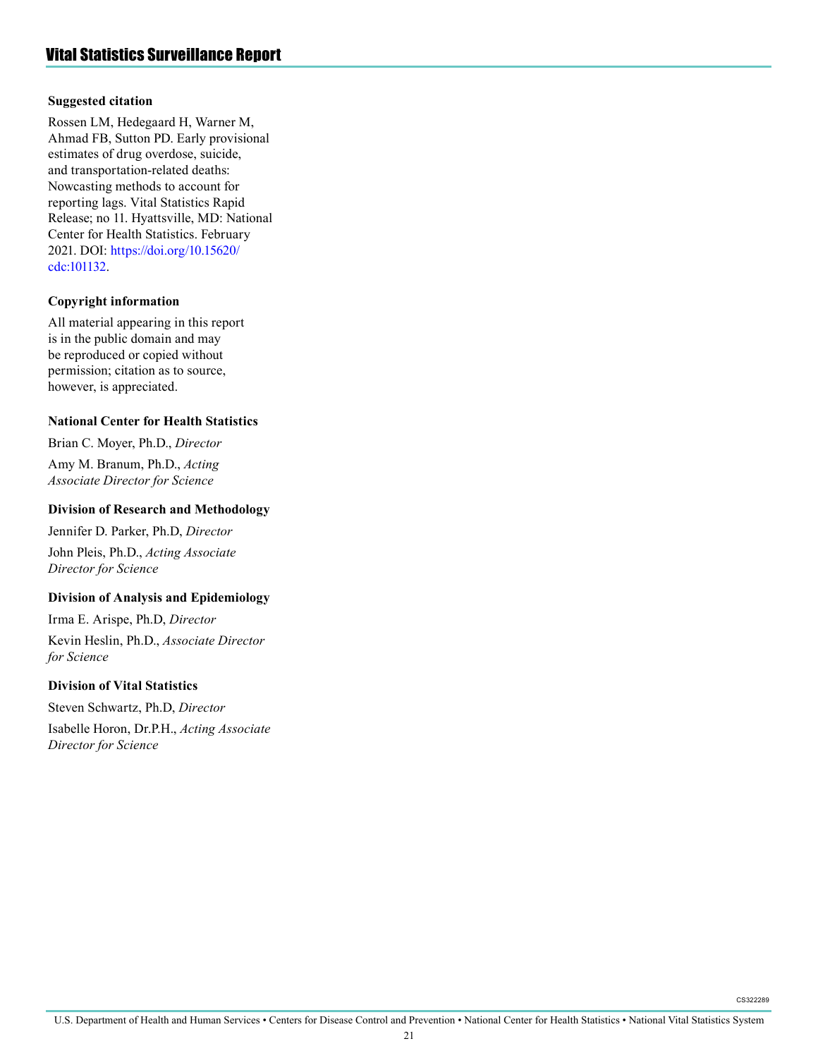**Suggested citation**

Rossen LM, Hedegaard H, Warner M, Ahmad FB, Sutton PD. Early provisional estimates of drug overdose, suicide, and transportation-related deaths: Nowcasting methods to account for reporting lags. Vital Statistics Rapid Release; no 11. Hyattsville, MD: National Center for Health Statistics. February 2021. DOI: https://doi.org/10.15620/cdc:101132.

**Copyright information**

All material appearing in this report is in the public domain and may be reproduced or copied without permission; citation as to source, however, is appreciated.

**National Center for Health Statistics**

Brian C. Moyer, Ph.D., *Director*

Amy M. Branum, Ph.D., *Acting Associate Director for Science*

**Division of Research and Methodology**

Jennifer D. Parker, Ph.D, *Director*

John Pleis, Ph.D., *Acting Associate Director for Science*

**Division of Analysis and Epidemiology**

Irma E. Arispe, Ph.D, *Director*

Kevin Heslin, Ph.D., *Associate Director for Science*

**Division of Vital Statistics**

Steven Schwartz, Ph.D, *Director*

Isabelle Horon, Dr.P.H., *Acting Associate Director for Science*

CS322289